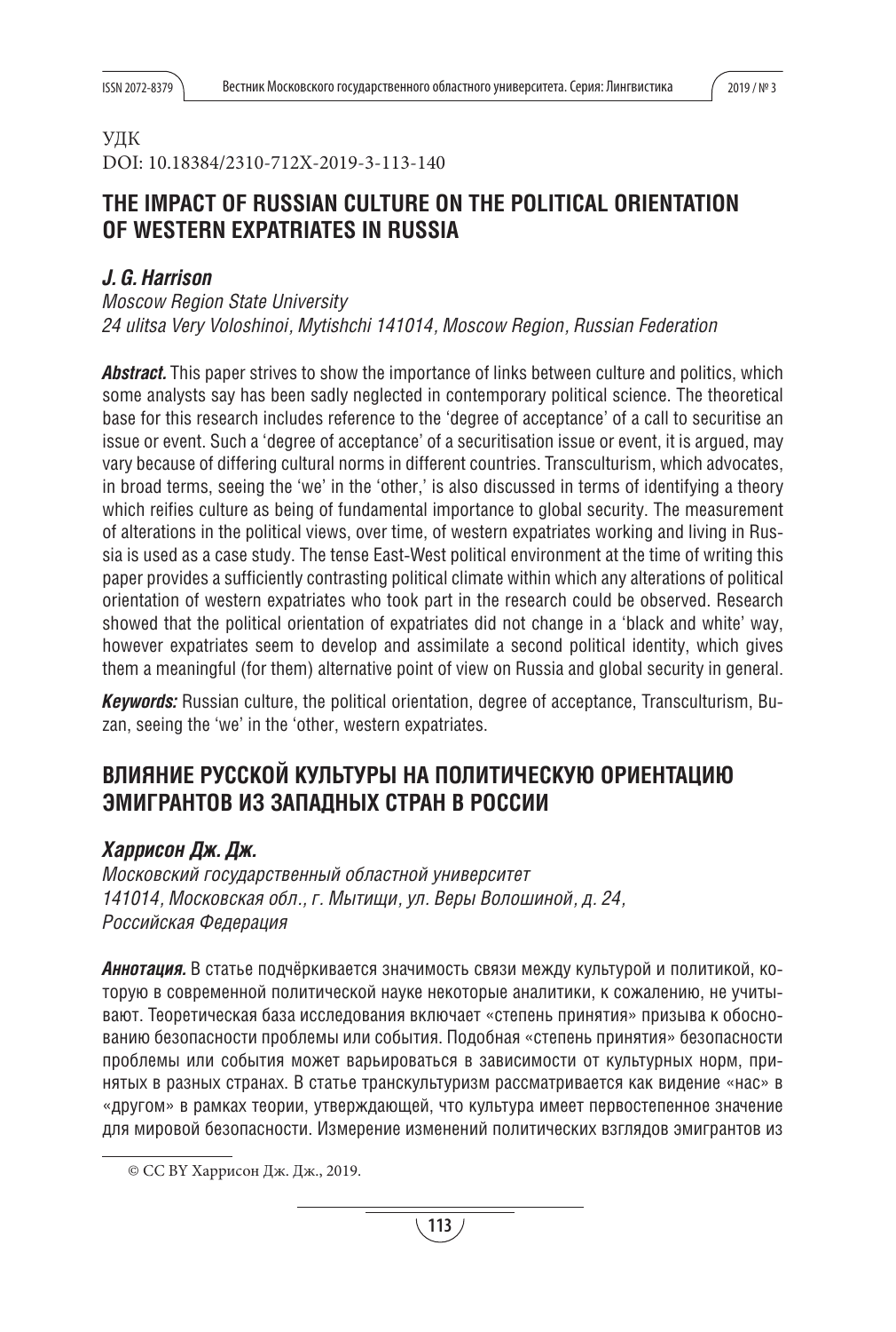УДК
DOI: 10.18384/2310-712X-2019-3-113-140

# THE IMPACT OF RUSSIAN CULTURE ON THE POLITICAL ORIENTATION OF WESTERN EXPATRIATES IN RUSSIA

***J. G. Harrison***

*Moscow Region State University*
*24 ulitsa Very Voloshinoi, Mytishchi 141014, Moscow Region, Russian Federation*

***Abstract.*** This paper strives to show the importance of links between culture and politics, which some analysts say has been sadly neglected in contemporary political science. The theoretical base for this research includes reference to the 'degree of acceptance' of a call to securitise an issue or event. Such a 'degree of acceptance' of a securitisation issue or event, it is argued, may vary because of differing cultural norms in different countries. Transculturism, which advocates, in broad terms, seeing the 'we' in the 'other,' is also discussed in terms of identifying a theory which reifies culture as being of fundamental importance to global security. The measurement of alterations in the political views, over time, of western expatriates working and living in Russia is used as a case study. The tense East-West political environment at the time of writing this paper provides a sufficiently contrasting political climate within which any alterations of political orientation of western expatriates who took part in the research could be observed. Research showed that the political orientation of expatriates did not change in a 'black and white' way, however expatriates seem to develop and assimilate a second political identity, which gives them a meaningful (for them) alternative point of view on Russia and global security in general.

***Keywords:*** Russian culture, the political orientation, degree of acceptance, Transculturism, Buzan, seeing the 'we' in the 'other, western expatriates.

# ВЛИЯНИЕ РУССКОЙ КУЛЬТУРЫ НА ПОЛИТИЧЕСКУЮ ОРИЕНТАЦИЮ ЭМИГРАНТОВ ИЗ ЗАПАДНЫХ СТРАН В РОССИИ

***Харрисон Дж. Дж.***

*Московский государственный областной университет*
*141014, Московская обл., г. Мытищи, ул. Веры Волошиной, д. 24,*
*Российская Федерация*

***Аннотация.*** В статье подчёркивается значимость связи между культурой и политикой, которую в современной политической науке некоторые аналитики, к сожалению, не учитывают. Теоретическая база исследования включает «степень принятия» призыва к обоснованию безопасности проблемы или события. Подобная «степень принятия» безопасности проблемы или события может варьироваться в зависимости от культурных норм, принятых в разных странах. В статье транскультуризм рассматривается как видение «нас» в «другом» в рамках теории, утверждающей, что культура имеет первостепенное значение для мировой безопасности. Измерение изменений политических взглядов эмигрантов из

© CC BY Харрисон Дж. Дж., 2019.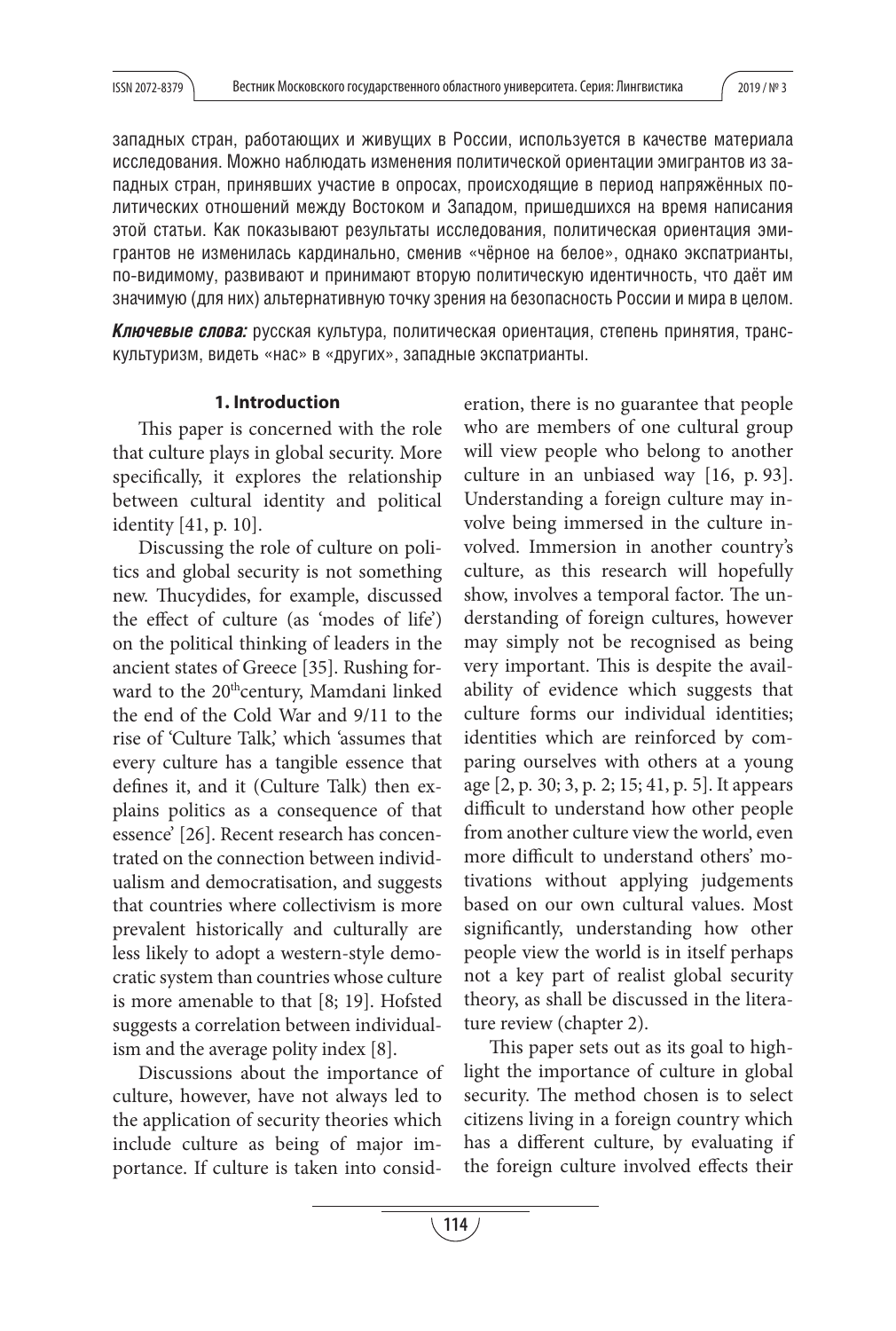западных стран, работающих и живущих в России, используется в качестве материала исследования. Можно наблюдать изменения политической ориентации эмигрантов из западных стран, принявших участие в опросах, происходящие в период напряжённых политических отношений между Востоком и Западом, пришедшихся на время написания этой статьи. Как показывают результаты исследования, политическая ориентация эмигрантов не изменилась кардинально, сменив «чёрное на белое», однако экспатрианты, по-видимому, развивают и принимают вторую политическую идентичность, что даёт им значимую (для них) альтернативную точку зрения на безопасность России и мира в целом.

***Ключевые слова:*** русская культура, политическая ориентация, степень принятия, транскультуризм, видеть «нас» в «других», западные экспатрианты.

### 1. Introduction

This paper is concerned with the role that culture plays in global security. More specifically, it explores the relationship between cultural identity and political identity [41, p. 10].

Discussing the role of culture on politics and global security is not something new. Thucydides, for example, discussed the effect of culture (as 'modes of life') on the political thinking of leaders in the ancient states of Greece [35]. Rushing forward to the 20th century, Mamdani linked the end of the Cold War and 9/11 to the rise of 'Culture Talk,' which 'assumes that every culture has a tangible essence that defines it, and it (Culture Talk) then explains politics as a consequence of that essence' [26]. Recent research has concentrated on the connection between individualism and democratisation, and suggests that countries where collectivism is more prevalent historically and culturally are less likely to adopt a western-style democratic system than countries whose culture is more amenable to that [8; 19]. Hofsted suggests a correlation between individualism and the average polity index [8].

Discussions about the importance of culture, however, have not always led to the application of security theories which include culture as being of major importance. If culture is taken into consideration, there is no guarantee that people who are members of one cultural group will view people who belong to another culture in an unbiased way [16, p. 93]. Understanding a foreign culture may involve being immersed in the culture involved. Immersion in another country's culture, as this research will hopefully show, involves a temporal factor. The understanding of foreign cultures, however may simply not be recognised as being very important. This is despite the availability of evidence which suggests that culture forms our individual identities; identities which are reinforced by comparing ourselves with others at a young age [2, p. 30; 3, p. 2; 15; 41, p. 5]. It appears difficult to understand how other people from another culture view the world, even more difficult to understand others' motivations without applying judgements based on our own cultural values. Most significantly, understanding how other people view the world is in itself perhaps not a key part of realist global security theory, as shall be discussed in the literature review (chapter 2).

This paper sets out as its goal to highlight the importance of culture in global security. The method chosen is to select citizens living in a foreign country which has a different culture, by evaluating if the foreign culture involved effects their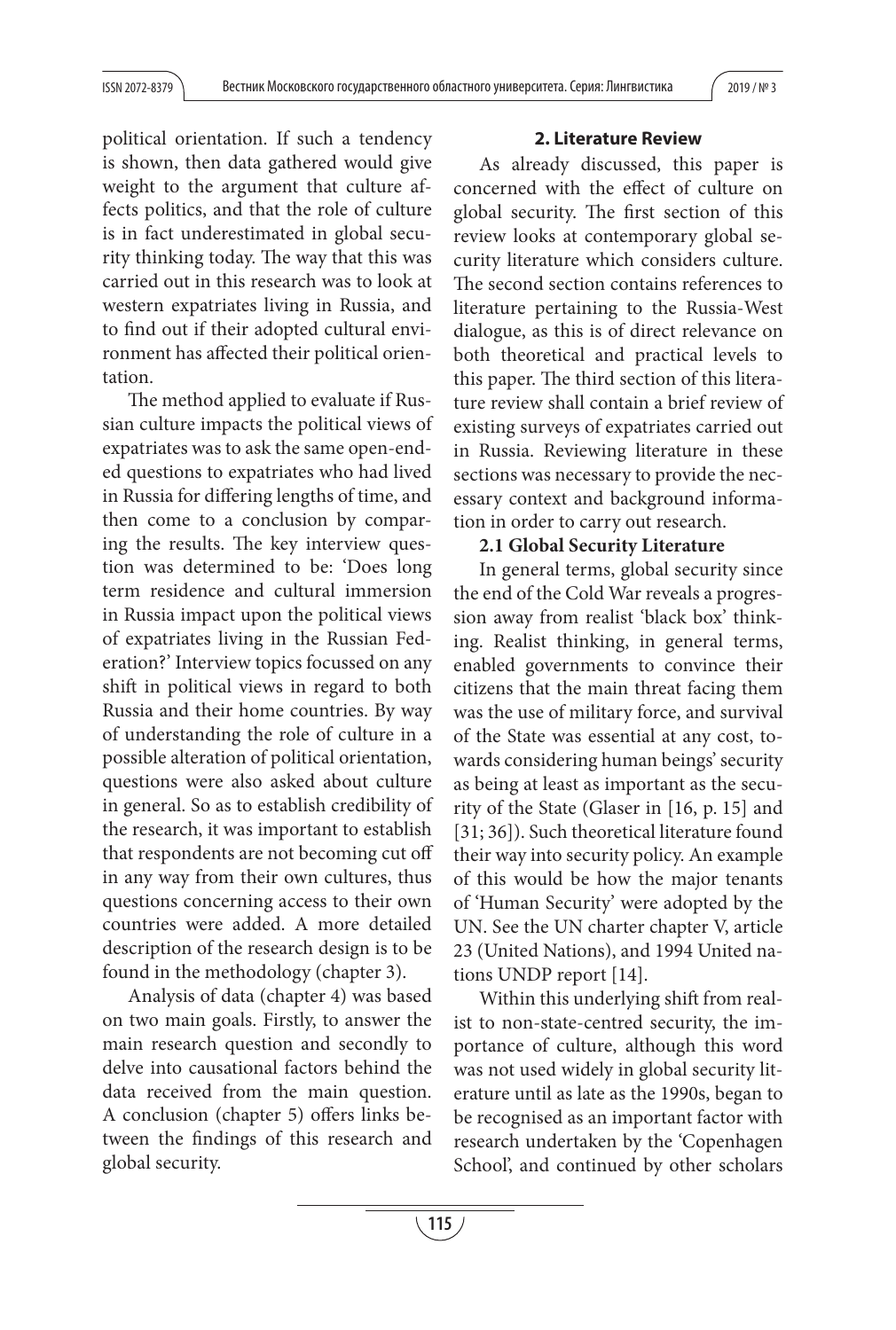political orientation. If such a tendency is shown, then data gathered would give weight to the argument that culture affects politics, and that the role of culture is in fact underestimated in global security thinking today. The way that this was carried out in this research was to look at western expatriates living in Russia, and to find out if their adopted cultural environment has affected their political orientation.

The method applied to evaluate if Russian culture impacts the political views of expatriates was to ask the same open-ended questions to expatriates who had lived in Russia for differing lengths of time, and then come to a conclusion by comparing the results. The key interview question was determined to be: 'Does long term residence and cultural immersion in Russia impact upon the political views of expatriates living in the Russian Federation?' Interview topics focussed on any shift in political views in regard to both Russia and their home countries. By way of understanding the role of culture in a possible alteration of political orientation, questions were also asked about culture in general. So as to establish credibility of the research, it was important to establish that respondents are not becoming cut off in any way from their own cultures, thus questions concerning access to their own countries were added. A more detailed description of the research design is to be found in the methodology (chapter 3).

Analysis of data (chapter 4) was based on two main goals. Firstly, to answer the main research question and secondly to delve into causational factors behind the data received from the main question. A conclusion (chapter 5) offers links between the findings of this research and global security.

## 2. Literature Review

As already discussed, this paper is concerned with the effect of culture on global security. The first section of this review looks at contemporary global security literature which considers culture. The second section contains references to literature pertaining to the Russia-West dialogue, as this is of direct relevance on both theoretical and practical levels to this paper. The third section of this literature review shall contain a brief review of existing surveys of expatriates carried out in Russia. Reviewing literature in these sections was necessary to provide the necessary context and background information in order to carry out research.

### 2.1 Global Security Literature

In general terms, global security since the end of the Cold War reveals a progression away from realist 'black box' thinking. Realist thinking, in general terms, enabled governments to convince their citizens that the main threat facing them was the use of military force, and survival of the State was essential at any cost, towards considering human beings' security as being at least as important as the security of the State (Glaser in [16, p. 15] and [31; 36]). Such theoretical literature found their way into security policy. An example of this would be how the major tenants of 'Human Security' were adopted by the UN. See the UN charter chapter V, article 23 (United Nations), and 1994 United nations UNDP report [14].

Within this underlying shift from realist to non-state-centred security, the importance of culture, although this word was not used widely in global security literature until as late as the 1990s, began to be recognised as an important factor with research undertaken by the 'Copenhagen School', and continued by other scholars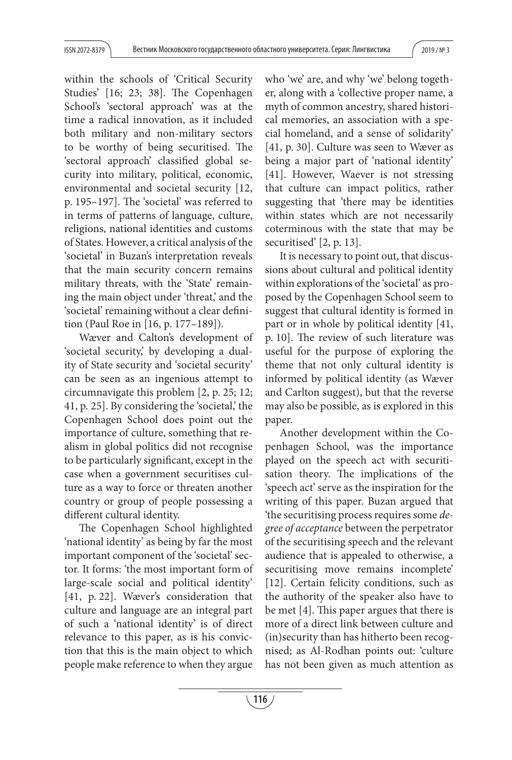within the schools of 'Critical Security Studies' [16; 23; 38]. The Copenhagen School's 'sectoral approach' was at the time a radical innovation, as it included both military and non-military sectors to be worthy of being securitised. The 'sectoral approach' classified global security into military, political, economic, environmental and societal security [12, p. 195–197]. The 'societal' was referred to in terms of patterns of language, culture, religions, national identities and customs of States. However, a critical analysis of the 'societal' in Buzan's interpretation reveals that the main security concern remains military threats, with the 'State' remaining the main object under 'threat,' and the 'societal' remaining without a clear definition (Paul Roe in [16, p. 177–189]).

Wæver and Calton's development of 'societal security,' by developing a duality of State security and 'societal security' can be seen as an ingenious attempt to circumnavigate this problem [2, p. 25; 12; 41, p. 25]. By considering the 'societal,' the Copenhagen School does point out the importance of culture, something that realism in global politics did not recognise to be particularly significant, except in the case when a government securitises culture as a way to force or threaten another country or group of people possessing a different cultural identity.

The Copenhagen School highlighted 'national identity' as being by far the most important component of the 'societal' sector. It forms: 'the most important form of large-scale social and political identity' [41, p. 22]. Wæver's consideration that culture and language are an integral part of such a 'national identity' is of direct relevance to this paper, as is his conviction that this is the main object to which people make reference to when they argue who 'we' are, and why 'we' belong together, along with a 'collective proper name, a myth of common ancestry, shared historical memories, an association with a special homeland, and a sense of solidarity' [41, p. 30]. Culture was seen to Wæver as being a major part of 'national identity' [41]. However, Waever is not stressing that culture can impact politics, rather suggesting that 'there may be identities within states which are not necessarily coterminous with the state that may be securitised' [2, p. 13].

It is necessary to point out, that discussions about cultural and political identity within explorations of the 'societal' as proposed by the Copenhagen School seem to suggest that cultural identity is formed in part or in whole by political identity [41, p. 10]. The review of such literature was useful for the purpose of exploring the theme that not only cultural identity is informed by political identity (as Wæver and Carlton suggest), but that the reverse may also be possible, as is explored in this paper.

Another development within the Copenhagen School, was the importance played on the speech act with securitisation theory. The implications of the 'speech act' serve as the inspiration for the writing of this paper. Buzan argued that 'the securitising process requires some *degree of acceptance* between the perpetrator of the securitising speech and the relevant audience that is appealed to otherwise, a securitising move remains incomplete' [12]. Certain felicity conditions, such as the authority of the speaker also have to be met [4]. This paper argues that there is more of a direct link between culture and (in)security than has hitherto been recognised; as Al-Rodhan points out: 'culture has not been given as much attention as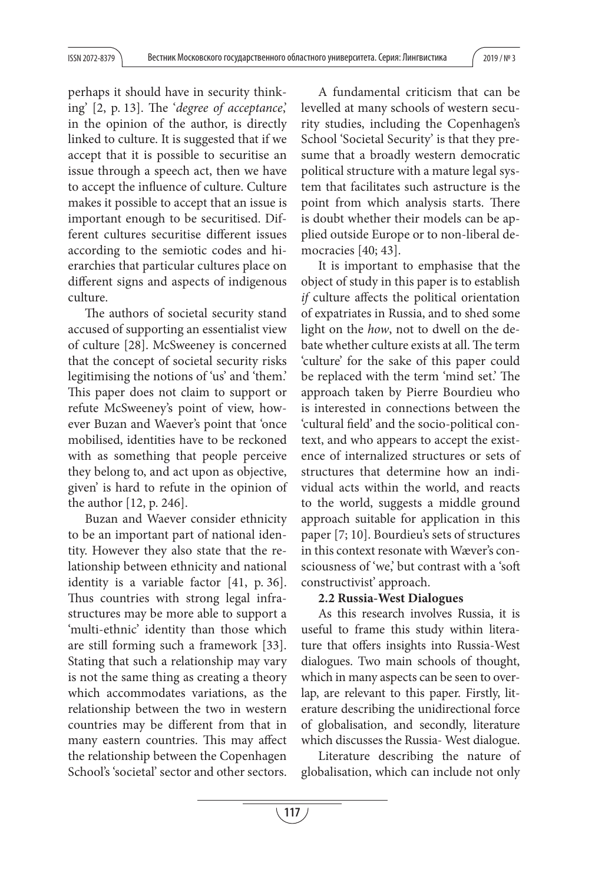perhaps it should have in security thinking' [2, p. 13]. The '*degree of acceptance*,' in the opinion of the author, is directly linked to culture. It is suggested that if we accept that it is possible to securitise an issue through a speech act, then we have to accept the influence of culture. Culture makes it possible to accept that an issue is important enough to be securitised. Different cultures securitise different issues according to the semiotic codes and hierarchies that particular cultures place on different signs and aspects of indigenous culture.

The authors of societal security stand accused of supporting an essentialist view of culture [28]. McSweeney is concerned that the concept of societal security risks legitimising the notions of 'us' and 'them.' This paper does not claim to support or refute McSweeney's point of view, however Buzan and Waever's point that 'once mobilised, identities have to be reckoned with as something that people perceive they belong to, and act upon as objective, given' is hard to refute in the opinion of the author [12, p. 246].

Buzan and Waever consider ethnicity to be an important part of national identity. However they also state that the relationship between ethnicity and national identity is a variable factor [41, p. 36]. Thus countries with strong legal infrastructures may be more able to support a 'multi-ethnic' identity than those which are still forming such a framework [33]. Stating that such a relationship may vary is not the same thing as creating a theory which accommodates variations, as the relationship between the two in western countries may be different from that in many eastern countries. This may affect the relationship between the Copenhagen School's 'societal' sector and other sectors.

A fundamental criticism that can be levelled at many schools of western security studies, including the Copenhagen's School 'Societal Security' is that they presume that a broadly western democratic political structure with a mature legal system that facilitates such astructure is the point from which analysis starts. There is doubt whether their models can be applied outside Europe or to non-liberal democracies [40; 43].

It is important to emphasise that the object of study in this paper is to establish *if* culture affects the political orientation of expatriates in Russia, and to shed some light on the *how*, not to dwell on the debate whether culture exists at all. The term 'culture' for the sake of this paper could be replaced with the term 'mind set.' The approach taken by Pierre Bourdieu who is interested in connections between the 'cultural field' and the socio-political context, and who appears to accept the existence of internalized structures or sets of structures that determine how an individual acts within the world, and reacts to the world, suggests a middle ground approach suitable for application in this paper [7; 10]. Bourdieu's sets of structures in this context resonate with Wæver's consciousness of 'we,' but contrast with a 'soft constructivist' approach.

**2.2 Russia-West Dialogues**

As this research involves Russia, it is useful to frame this study within literature that offers insights into Russia-West dialogues. Two main schools of thought, which in many aspects can be seen to overlap, are relevant to this paper. Firstly, literature describing the unidirectional force of globalisation, and secondly, literature which discusses the Russia- West dialogue.

Literature describing the nature of globalisation, which can include not only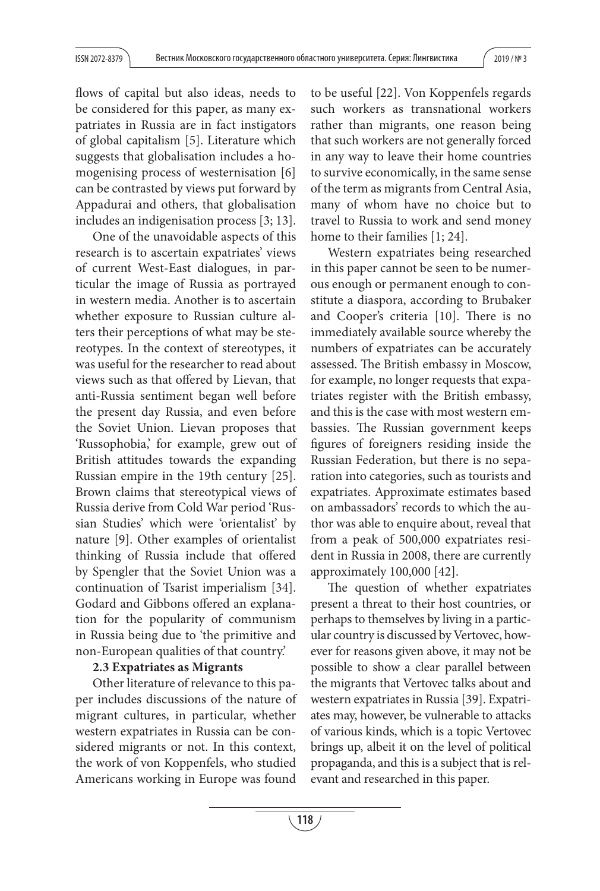flows of capital but also ideas, needs to be considered for this paper, as many expatriates in Russia are in fact instigators of global capitalism [5]. Literature which suggests that globalisation includes a homogenising process of westernisation [6] can be contrasted by views put forward by Appadurai and others, that globalisation includes an indigenisation process [3; 13].

One of the unavoidable aspects of this research is to ascertain expatriates' views of current West-East dialogues, in particular the image of Russia as portrayed in western media. Another is to ascertain whether exposure to Russian culture alters their perceptions of what may be stereotypes. In the context of stereotypes, it was useful for the researcher to read about views such as that offered by Lievan, that anti-Russia sentiment began well before the present day Russia, and even before the Soviet Union. Lievan proposes that 'Russophobia,' for example, grew out of British attitudes towards the expanding Russian empire in the 19th century [25]. Brown claims that stereotypical views of Russia derive from Cold War period 'Russian Studies' which were 'orientalist' by nature [9]. Other examples of orientalist thinking of Russia include that offered by Spengler that the Soviet Union was a continuation of Tsarist imperialism [34]. Godard and Gibbons offered an explanation for the popularity of communism in Russia being due to 'the primitive and non-European qualities of that country.'

**2.3 Expatriates as Migrants**

Other literature of relevance to this paper includes discussions of the nature of migrant cultures, in particular, whether western expatriates in Russia can be considered migrants or not. In this context, the work of von Koppenfels, who studied Americans working in Europe was found to be useful [22]. Von Koppenfels regards such workers as transnational workers rather than migrants, one reason being that such workers are not generally forced in any way to leave their home countries to survive economically, in the same sense of the term as migrants from Central Asia, many of whom have no choice but to travel to Russia to work and send money home to their families [1; 24].

Western expatriates being researched in this paper cannot be seen to be numerous enough or permanent enough to constitute a diaspora, according to Brubaker and Cooper's criteria [10]. There is no immediately available source whereby the numbers of expatriates can be accurately assessed. The British embassy in Moscow, for example, no longer requests that expatriates register with the British embassy, and this is the case with most western embassies. The Russian government keeps figures of foreigners residing inside the Russian Federation, but there is no separation into categories, such as tourists and expatriates. Approximate estimates based on ambassadors' records to which the author was able to enquire about, reveal that from a peak of 500,000 expatriates resident in Russia in 2008, there are currently approximately 100,000 [42].

The question of whether expatriates present a threat to their host countries, or perhaps to themselves by living in a particular country is discussed by Vertovec, however for reasons given above, it may not be possible to show a clear parallel between the migrants that Vertovec talks about and western expatriates in Russia [39]. Expatriates may, however, be vulnerable to attacks of various kinds, which is a topic Vertovec brings up, albeit it on the level of political propaganda, and this is a subject that is relevant and researched in this paper.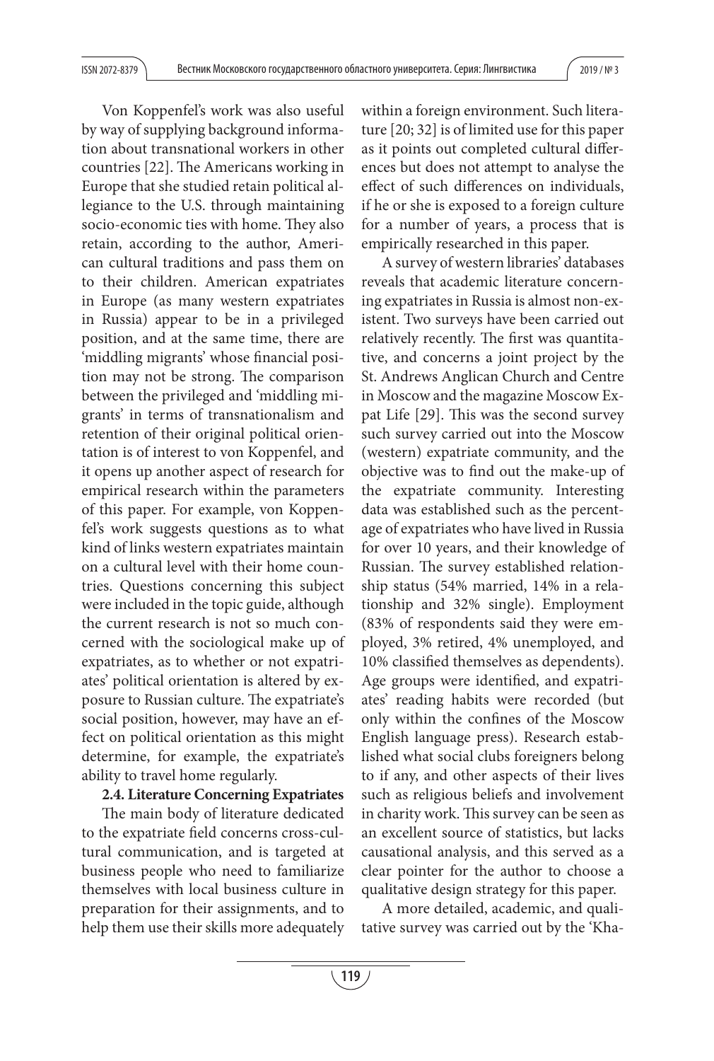Von Koppenfel's work was also useful by way of supplying background information about transnational workers in other countries [22]. The Americans working in Europe that she studied retain political allegiance to the U.S. through maintaining socio-economic ties with home. They also retain, according to the author, American cultural traditions and pass them on to their children. American expatriates in Europe (as many western expatriates in Russia) appear to be in a privileged position, and at the same time, there are 'middling migrants' whose financial position may not be strong. The comparison between the privileged and 'middling migrants' in terms of transnationalism and retention of their original political orientation is of interest to von Koppenfel, and it opens up another aspect of research for empirical research within the parameters of this paper. For example, von Koppenfel's work suggests questions as to what kind of links western expatriates maintain on a cultural level with their home countries. Questions concerning this subject were included in the topic guide, although the current research is not so much concerned with the sociological make up of expatriates, as to whether or not expatriates' political orientation is altered by exposure to Russian culture. The expatriate's social position, however, may have an effect on political orientation as this might determine, for example, the expatriate's ability to travel home regularly.

**2.4. Literature Concerning Expatriates**

The main body of literature dedicated to the expatriate field concerns cross-cultural communication, and is targeted at business people who need to familiarize themselves with local business culture in preparation for their assignments, and to help them use their skills more adequately within a foreign environment. Such literature [20; 32] is of limited use for this paper as it points out completed cultural differences but does not attempt to analyse the effect of such differences on individuals, if he or she is exposed to a foreign culture for a number of years, a process that is empirically researched in this paper.

A survey of western libraries' databases reveals that academic literature concerning expatriates in Russia is almost non-existent. Two surveys have been carried out relatively recently. The first was quantitative, and concerns a joint project by the St. Andrews Anglican Church and Centre in Moscow and the magazine Moscow Expat Life [29]. This was the second survey such survey carried out into the Moscow (western) expatriate community, and the objective was to find out the make-up of the expatriate community. Interesting data was established such as the percentage of expatriates who have lived in Russia for over 10 years, and their knowledge of Russian. The survey established relationship status (54% married, 14% in a relationship and 32% single). Employment (83% of respondents said they were employed, 3% retired, 4% unemployed, and 10% classified themselves as dependents). Age groups were identified, and expatriates' reading habits were recorded (but only within the confines of the Moscow English language press). Research established what social clubs foreigners belong to if any, and other aspects of their lives such as religious beliefs and involvement in charity work. This survey can be seen as an excellent source of statistics, but lacks causational analysis, and this served as a clear pointer for the author to choose a qualitative design strategy for this paper.

A more detailed, academic, and qualitative survey was carried out by the 'Kha-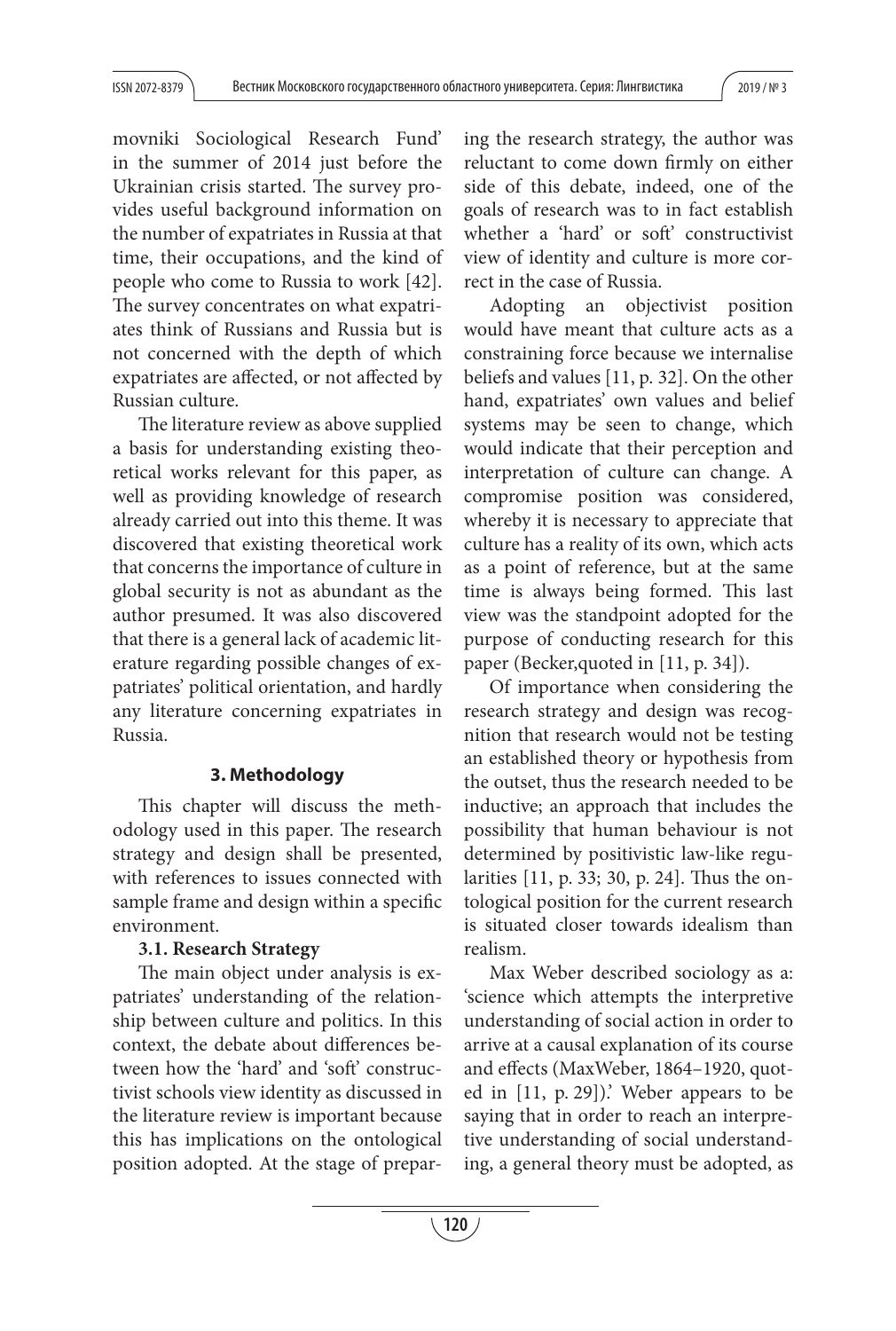movniki Sociological Research Fund' in the summer of 2014 just before the Ukrainian crisis started. The survey provides useful background information on the number of expatriates in Russia at that time, their occupations, and the kind of people who come to Russia to work [42]. The survey concentrates on what expatriates think of Russians and Russia but is not concerned with the depth of which expatriates are affected, or not affected by Russian culture.

The literature review as above supplied a basis for understanding existing theoretical works relevant for this paper, as well as providing knowledge of research already carried out into this theme. It was discovered that existing theoretical work that concerns the importance of culture in global security is not as abundant as the author presumed. It was also discovered that there is a general lack of academic literature regarding possible changes of expatriates' political orientation, and hardly any literature concerning expatriates in Russia.

## 3. Methodology

This chapter will discuss the methodology used in this paper. The research strategy and design shall be presented, with references to issues connected with sample frame and design within a specific environment.

### 3.1. Research Strategy

The main object under analysis is expatriates' understanding of the relationship between culture and politics. In this context, the debate about differences between how the 'hard' and 'soft' constructivist schools view identity as discussed in the literature review is important because this has implications on the ontological position adopted. At the stage of preparing the research strategy, the author was reluctant to come down firmly on either side of this debate, indeed, one of the goals of research was to in fact establish whether a 'hard' or soft' constructivist view of identity and culture is more correct in the case of Russia.

Adopting an objectivist position would have meant that culture acts as a constraining force because we internalise beliefs and values [11, p. 32]. On the other hand, expatriates' own values and belief systems may be seen to change, which would indicate that their perception and interpretation of culture can change. A compromise position was considered, whereby it is necessary to appreciate that culture has a reality of its own, which acts as a point of reference, but at the same time is always being formed. This last view was the standpoint adopted for the purpose of conducting research for this paper (Becker,quoted in [11, p. 34]).

Of importance when considering the research strategy and design was recognition that research would not be testing an established theory or hypothesis from the outset, thus the research needed to be inductive; an approach that includes the possibility that human behaviour is not determined by positivistic law-like regularities [11, p. 33; 30, p. 24]. Thus the ontological position for the current research is situated closer towards idealism than realism.

Max Weber described sociology as a: 'science which attempts the interpretive understanding of social action in order to arrive at a causal explanation of its course and effects (MaxWeber, 1864–1920, quoted in [11, p. 29]).' Weber appears to be saying that in order to reach an interpretive understanding of social understanding, a general theory must be adopted, as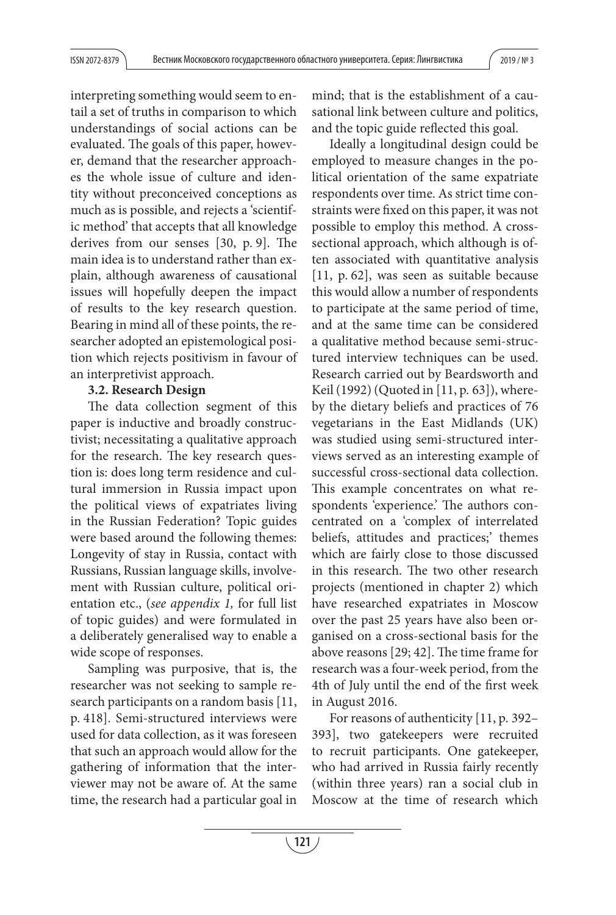interpreting something would seem to entail a set of truths in comparison to which understandings of social actions can be evaluated. The goals of this paper, however, demand that the researcher approaches the whole issue of culture and identity without preconceived conceptions as much as is possible, and rejects a 'scientific method' that accepts that all knowledge derives from our senses [30, p. 9]. The main idea is to understand rather than explain, although awareness of causational issues will hopefully deepen the impact of results to the key research question. Bearing in mind all of these points, the researcher adopted an epistemological position which rejects positivism in favour of an interpretivist approach.

### 3.2. Research Design

The data collection segment of this paper is inductive and broadly constructivist; necessitating a qualitative approach for the research. The key research question is: does long term residence and cultural immersion in Russia impact upon the political views of expatriates living in the Russian Federation? Topic guides were based around the following themes: Longevity of stay in Russia, contact with Russians, Russian language skills, involvement with Russian culture, political orientation etc., (*see appendix 1,* for full list of topic guides) and were formulated in a deliberately generalised way to enable a wide scope of responses.

Sampling was purposive, that is, the researcher was not seeking to sample research participants on a random basis [11, p. 418]. Semi-structured interviews were used for data collection, as it was foreseen that such an approach would allow for the gathering of information that the interviewer may not be aware of. At the same time, the research had a particular goal in mind; that is the establishment of a causational link between culture and politics, and the topic guide reflected this goal.

Ideally a longitudinal design could be employed to measure changes in the political orientation of the same expatriate respondents over time. As strict time constraints were fixed on this paper, it was not possible to employ this method. A cross-sectional approach, which although is often associated with quantitative analysis [11, p. 62], was seen as suitable because this would allow a number of respondents to participate at the same period of time, and at the same time can be considered a qualitative method because semi-structured interview techniques can be used. Research carried out by Beardsworth and Keil (1992) (Quoted in [11, p. 63]), whereby the dietary beliefs and practices of 76 vegetarians in the East Midlands (UK) was studied using semi-structured interviews served as an interesting example of successful cross-sectional data collection. This example concentrates on what respondents 'experience.' The authors concentrated on a 'complex of interrelated beliefs, attitudes and practices;' themes which are fairly close to those discussed in this research. The two other research projects (mentioned in chapter 2) which have researched expatriates in Moscow over the past 25 years have also been organised on a cross-sectional basis for the above reasons [29; 42]. The time frame for research was a four-week period, from the 4th of July until the end of the first week in August 2016.

For reasons of authenticity [11, p. 392–393], two gatekeepers were recruited to recruit participants. One gatekeeper, who had arrived in Russia fairly recently (within three years) ran a social club in Moscow at the time of research which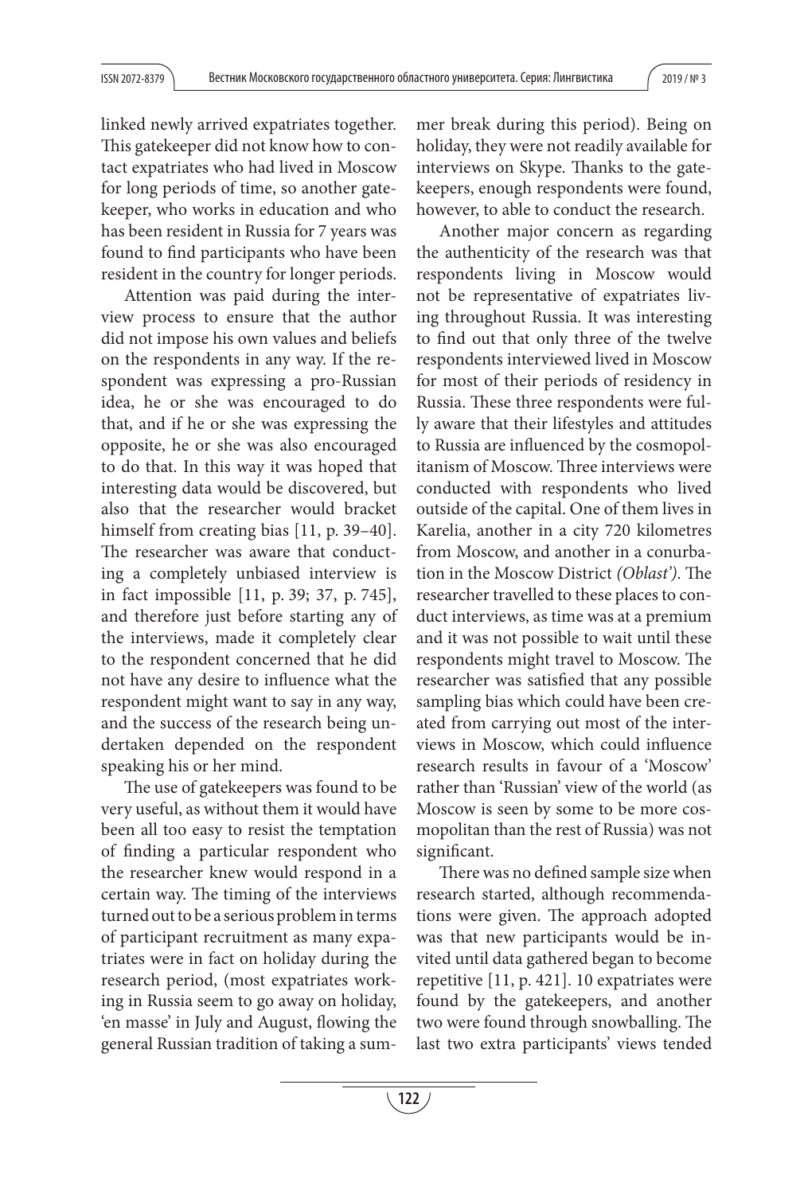linked newly arrived expatriates together. This gatekeeper did not know how to contact expatriates who had lived in Moscow for long periods of time, so another gatekeeper, who works in education and who has been resident in Russia for 7 years was found to find participants who have been resident in the country for longer periods.

Attention was paid during the interview process to ensure that the author did not impose his own values and beliefs on the respondents in any way. If the respondent was expressing a pro-Russian idea, he or she was encouraged to do that, and if he or she was expressing the opposite, he or she was also encouraged to do that. In this way it was hoped that interesting data would be discovered, but also that the researcher would bracket himself from creating bias [11, p. 39–40]. The researcher was aware that conducting a completely unbiased interview is in fact impossible [11, p. 39; 37, p. 745], and therefore just before starting any of the interviews, made it completely clear to the respondent concerned that he did not have any desire to influence what the respondent might want to say in any way, and the success of the research being undertaken depended on the respondent speaking his or her mind.

The use of gatekeepers was found to be very useful, as without them it would have been all too easy to resist the temptation of finding a particular respondent who the researcher knew would respond in a certain way. The timing of the interviews turned out to be a serious problem in terms of participant recruitment as many expatriates were in fact on holiday during the research period, (most expatriates working in Russia seem to go away on holiday, 'en masse' in July and August, flowing the general Russian tradition of taking a summer break during this period). Being on holiday, they were not readily available for interviews on Skype. Thanks to the gatekeepers, enough respondents were found, however, to able to conduct the research.

Another major concern as regarding the authenticity of the research was that respondents living in Moscow would not be representative of expatriates living throughout Russia. It was interesting to find out that only three of the twelve respondents interviewed lived in Moscow for most of their periods of residency in Russia. These three respondents were fully aware that their lifestyles and attitudes to Russia are influenced by the cosmopolitanism of Moscow. Three interviews were conducted with respondents who lived outside of the capital. One of them lives in Karelia, another in a city 720 kilometres from Moscow, and another in a conurbation in the Moscow District *(Oblast')*. The researcher travelled to these places to conduct interviews, as time was at a premium and it was not possible to wait until these respondents might travel to Moscow. The researcher was satisfied that any possible sampling bias which could have been created from carrying out most of the interviews in Moscow, which could influence research results in favour of a 'Moscow' rather than 'Russian' view of the world (as Moscow is seen by some to be more cosmopolitan than the rest of Russia) was not significant.

There was no defined sample size when research started, although recommendations were given. The approach adopted was that new participants would be invited until data gathered began to become repetitive [11, p. 421]. 10 expatriates were found by the gatekeepers, and another two were found through snowballing. The last two extra participants' views tended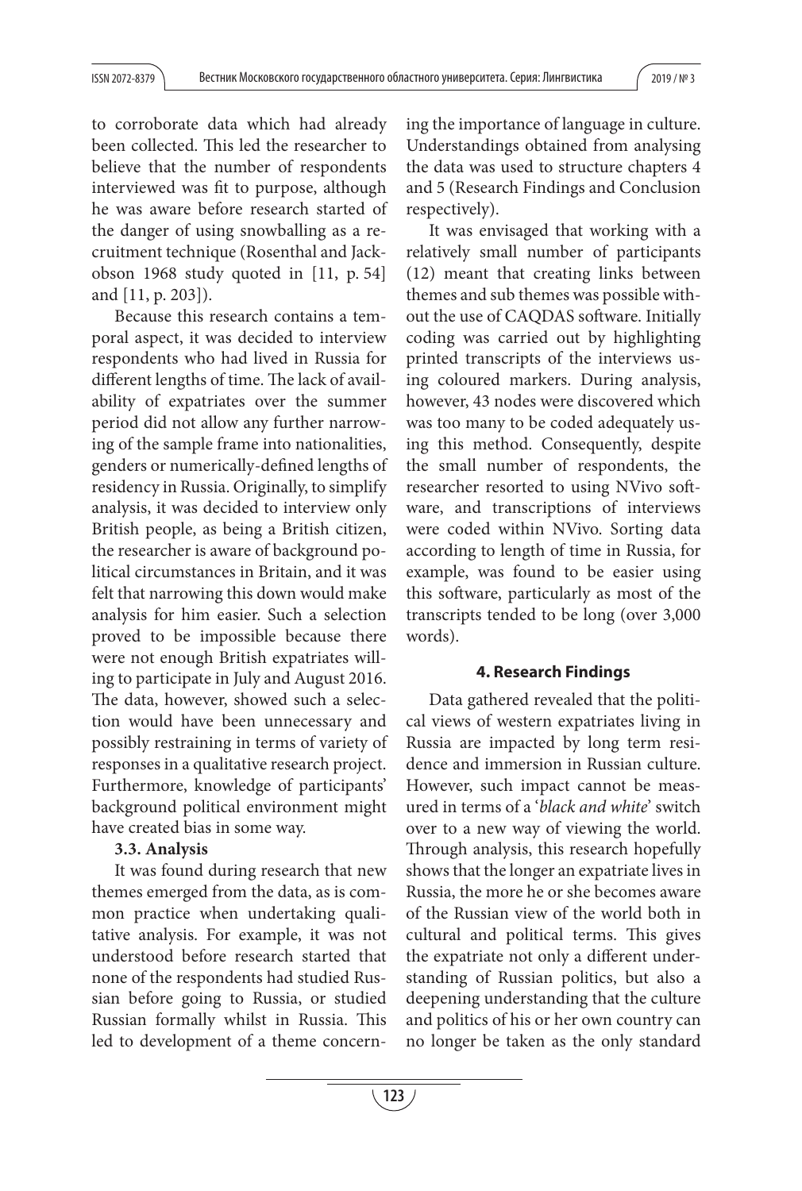to corroborate data which had already been collected. This led the researcher to believe that the number of respondents interviewed was fit to purpose, although he was aware before research started of the danger of using snowballing as a recruitment technique (Rosenthal and Jackobson 1968 study quoted in [11, p. 54] and [11, p. 203]).

Because this research contains a temporal aspect, it was decided to interview respondents who had lived in Russia for different lengths of time. The lack of availability of expatriates over the summer period did not allow any further narrowing of the sample frame into nationalities, genders or numerically-defined lengths of residency in Russia. Originally, to simplify analysis, it was decided to interview only British people, as being a British citizen, the researcher is aware of background political circumstances in Britain, and it was felt that narrowing this down would make analysis for him easier. Such a selection proved to be impossible because there were not enough British expatriates willing to participate in July and August 2016. The data, however, showed such a selection would have been unnecessary and possibly restraining in terms of variety of responses in a qualitative research project. Furthermore, knowledge of participants' background political environment might have created bias in some way.

### 3.3. Analysis

It was found during research that new themes emerged from the data, as is common practice when undertaking qualitative analysis. For example, it was not understood before research started that none of the respondents had studied Russian before going to Russia, or studied Russian formally whilst in Russia. This led to development of a theme concerning the importance of language in culture. Understandings obtained from analysing the data was used to structure chapters 4 and 5 (Research Findings and Conclusion respectively).

It was envisaged that working with a relatively small number of participants (12) meant that creating links between themes and sub themes was possible without the use of CAQDAS software. Initially coding was carried out by highlighting printed transcripts of the interviews using coloured markers. During analysis, however, 43 nodes were discovered which was too many to be coded adequately using this method. Consequently, despite the small number of respondents, the researcher resorted to using NVivo software, and transcriptions of interviews were coded within NVivo. Sorting data according to length of time in Russia, for example, was found to be easier using this software, particularly as most of the transcripts tended to be long (over 3,000 words).

## 4. Research Findings

Data gathered revealed that the political views of western expatriates living in Russia are impacted by long term residence and immersion in Russian culture. However, such impact cannot be measured in terms of a '*black and white*' switch over to a new way of viewing the world. Through analysis, this research hopefully shows that the longer an expatriate lives in Russia, the more he or she becomes aware of the Russian view of the world both in cultural and political terms. This gives the expatriate not only a different understanding of Russian politics, but also a deepening understanding that the culture and politics of his or her own country can no longer be taken as the only standard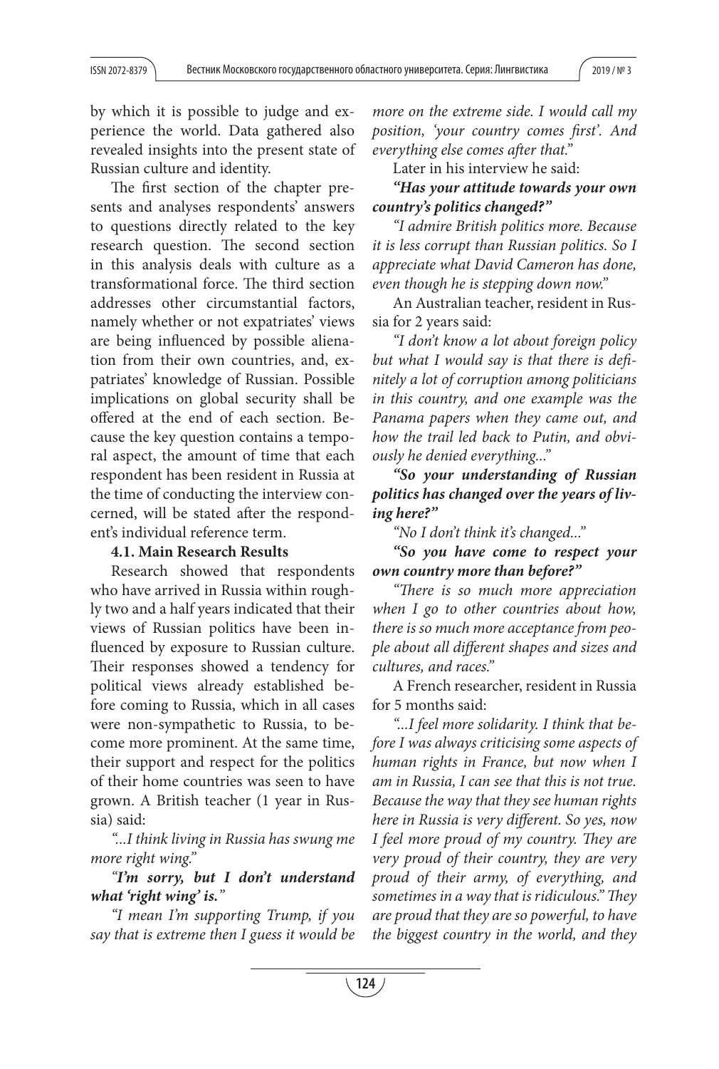by which it is possible to judge and experience the world. Data gathered also revealed insights into the present state of Russian culture and identity.

The first section of the chapter presents and analyses respondents' answers to questions directly related to the key research question. The second section in this analysis deals with culture as a transformational force. The third section addresses other circumstantial factors, namely whether or not expatriates' views are being influenced by possible alienation from their own countries, and, expatriates' knowledge of Russian. Possible implications on global security shall be offered at the end of each section. Because the key question contains a temporal aspect, the amount of time that each respondent has been resident in Russia at the time of conducting the interview concerned, will be stated after the respondent's individual reference term.

**4.1. Main Research Results**

Research showed that respondents who have arrived in Russia within roughly two and a half years indicated that their views of Russian politics have been influenced by exposure to Russian culture. Their responses showed a tendency for political views already established before coming to Russia, which in all cases were non-sympathetic to Russia, to become more prominent. At the same time, their support and respect for the politics of their home countries was seen to have grown. A British teacher (1 year in Russia) said:

*"...I think living in Russia has swung me more right wing."*

***"I'm sorry, but I don't understand what 'right wing' is."***

*"I mean I'm supporting Trump, if you say that is extreme then I guess it would be more on the extreme side. I would call my position, 'your country comes first'. And everything else comes after that."*

Later in his interview he said:

***"Has your attitude towards your own country's politics changed?"***

*"I admire British politics more. Because it is less corrupt than Russian politics. So I appreciate what David Cameron has done, even though he is stepping down now."*

An Australian teacher, resident in Russia for 2 years said:

*"I don't know a lot about foreign policy but what I would say is that there is definitely a lot of corruption among politicians in this country, and one example was the Panama papers when they came out, and how the trail led back to Putin, and obviously he denied everything..."*

***"So your understanding of Russian politics has changed over the years of living here?"***

*"No I don't think it's changed..."*

***"So you have come to respect your own country more than before?"***

*"There is so much more appreciation when I go to other countries about how, there is so much more acceptance from people about all different shapes and sizes and cultures, and races."*

A French researcher, resident in Russia for 5 months said:

*"...I feel more solidarity. I think that before I was always criticising some aspects of human rights in France, but now when I am in Russia, I can see that this is not true. Because the way that they see human rights here in Russia is very different. So yes, now I feel more proud of my country. They are very proud of their country, they are very proud of their army, of everything, and sometimes in a way that is ridiculous." They are proud that they are so powerful, to have the biggest country in the world, and they*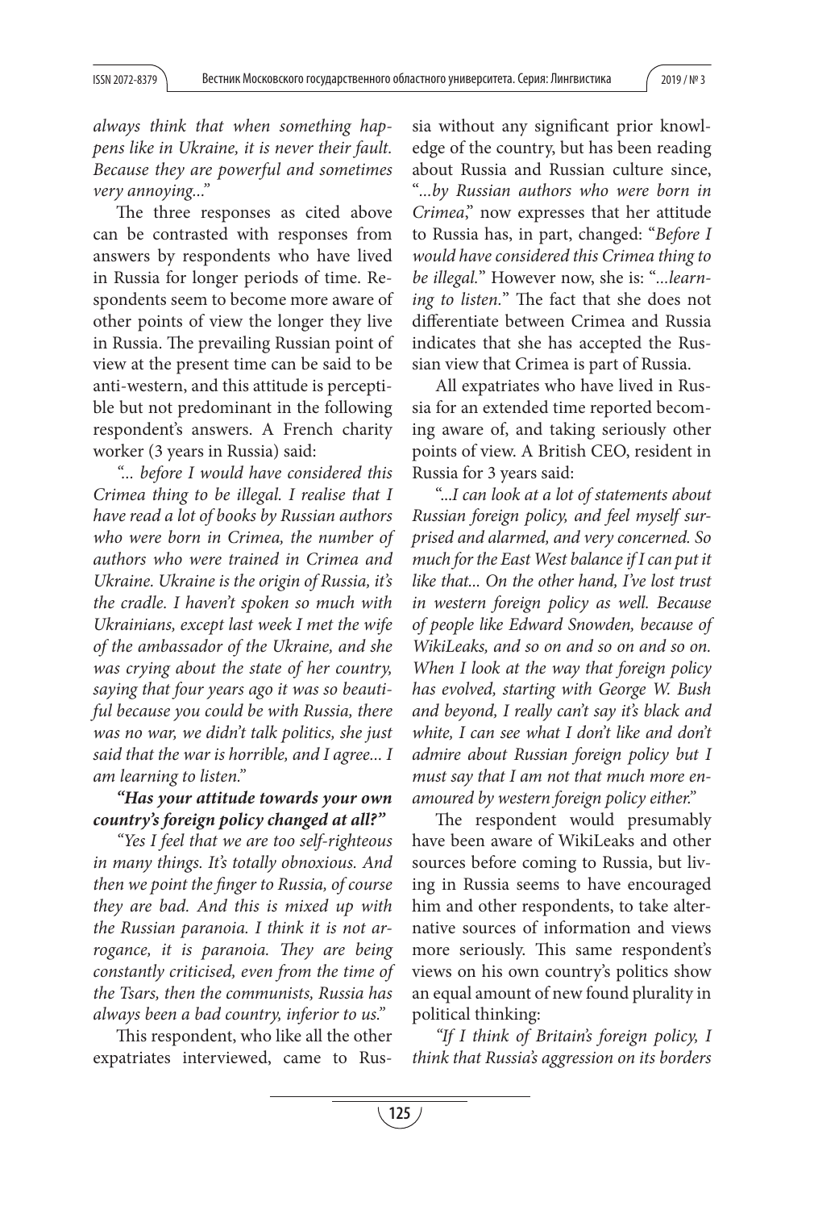*always think that when something happens like in Ukraine, it is never their fault. Because they are powerful and sometimes very annoying...*"

The three responses as cited above can be contrasted with responses from answers by respondents who have lived in Russia for longer periods of time. Respondents seem to become more aware of other points of view the longer they live in Russia. The prevailing Russian point of view at the present time can be said to be anti-western, and this attitude is perceptible but not predominant in the following respondent's answers. A French charity worker (3 years in Russia) said:

*"... before I would have considered this Crimea thing to be illegal. I realise that I have read a lot of books by Russian authors who were born in Crimea, the number of authors who were trained in Crimea and Ukraine. Ukraine is the origin of Russia, it's the cradle. I haven't spoken so much with Ukrainians, except last week I met the wife of the ambassador of the Ukraine, and she was crying about the state of her country, saying that four years ago it was so beautiful because you could be with Russia, there was no war, we didn't talk politics, she just said that the war is horrible, and I agree... I am learning to listen."*

***"Has your attitude towards your own country's foreign policy changed at all?"***

*"Yes I feel that we are too self-righteous in many things. It's totally obnoxious. And then we point the finger to Russia, of course they are bad. And this is mixed up with the Russian paranoia. I think it is not arrogance, it is paranoia. They are being constantly criticised, even from the time of the Tsars, then the communists, Russia has always been a bad country, inferior to us."*

This respondent, who like all the other expatriates interviewed, came to Russia without any significant prior knowledge of the country, but has been reading about Russia and Russian culture since, "*...by Russian authors who were born in Crimea*," now expresses that her attitude to Russia has, in part, changed: "*Before I would have considered this Crimea thing to be illegal.*" However now, she is: "*...learning to listen.*" The fact that she does not differentiate between Crimea and Russia indicates that she has accepted the Russian view that Crimea is part of Russia.

All expatriates who have lived in Russia for an extended time reported becoming aware of, and taking seriously other points of view. A British CEO, resident in Russia for 3 years said:

"*...I can look at a lot of statements about Russian foreign policy, and feel myself surprised and alarmed, and very concerned. So much for the East West balance if I can put it like that... On the other hand, I've lost trust in western foreign policy as well. Because of people like Edward Snowden, because of WikiLeaks, and so on and so on and so on. When I look at the way that foreign policy has evolved, starting with George W. Bush and beyond, I really can't say it's black and white, I can see what I don't like and don't admire about Russian foreign policy but I must say that I am not that much more enamoured by western foreign policy either.*"

The respondent would presumably have been aware of WikiLeaks and other sources before coming to Russia, but living in Russia seems to have encouraged him and other respondents, to take alternative sources of information and views more seriously. This same respondent's views on his own country's politics show an equal amount of new found plurality in political thinking:

*"If I think of Britain's foreign policy, I think that Russia's aggression on its borders*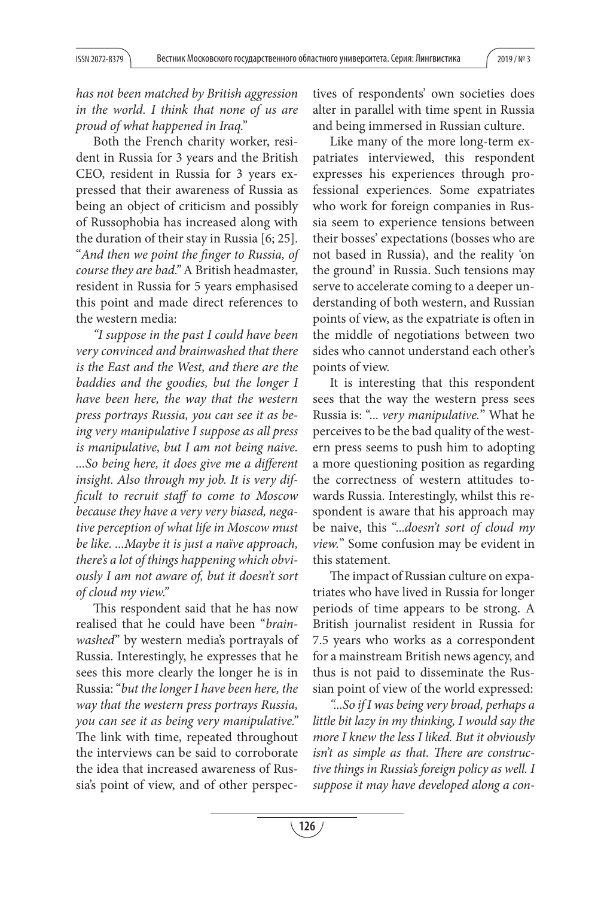*has not been matched by British aggression in the world. I think that none of us are proud of what happened in Iraq."*

Both the French charity worker, resident in Russia for 3 years and the British CEO, resident in Russia for 3 years expressed that their awareness of Russia as being an object of criticism and possibly of Russophobia has increased along with the duration of their stay in Russia [6; 25]. "*And then we point the finger to Russia, of course they are bad."* A British headmaster, resident in Russia for 5 years emphasised this point and made direct references to the western media:

*"I suppose in the past I could have been very convinced and brainwashed that there is the East and the West, and there are the baddies and the goodies, but the longer I have been here, the way that the western press portrays Russia, you can see it as being very manipulative I suppose as all press is manipulative, but I am not being naive. ...So being here, it does give me a different insight. Also through my job. It is very difficult to recruit staff to come to Moscow because they have a very very biased, negative perception of what life in Moscow must be like. ...Maybe it is just a naïve approach, there's a lot of things happening which obviously I am not aware of, but it doesn't sort of cloud my view."*

This respondent said that he has now realised that he could have been "*brainwashed*" by western media's portrayals of Russia. Interestingly, he expresses that he sees this more clearly the longer he is in Russia: "*but the longer I have been here, the way that the western press portrays Russia, you can see it as being very manipulative*." The link with time, repeated throughout the interviews can be said to corroborate the idea that increased awareness of Russia's point of view, and of other perspectives of respondents' own societies does alter in parallel with time spent in Russia and being immersed in Russian culture.

Like many of the more long-term expatriates interviewed, this respondent expresses his experiences through professional experiences. Some expatriates who work for foreign companies in Russia seem to experience tensions between their bosses' expectations (bosses who are not based in Russia), and the reality 'on the ground' in Russia. Such tensions may serve to accelerate coming to a deeper understanding of both western, and Russian points of view, as the expatriate is often in the middle of negotiations between two sides who cannot understand each other's points of view.

It is interesting that this respondent sees that the way the western press sees Russia is: "*... very manipulative.*" What he perceives to be the bad quality of the western press seems to push him to adopting a more questioning position as regarding the correctness of western attitudes towards Russia. Interestingly, whilst this respondent is aware that his approach may be naive, this "*...doesn't sort of cloud my view.*" Some confusion may be evident in this statement.

The impact of Russian culture on expatriates who have lived in Russia for longer periods of time appears to be strong. A British journalist resident in Russia for 7.5 years who works as a correspondent for a mainstream British news agency, and thus is not paid to disseminate the Russian point of view of the world expressed:

*"...So if I was being very broad, perhaps a little bit lazy in my thinking, I would say the more I knew the less I liked. But it obviously isn't as simple as that. There are constructive things in Russia's foreign policy as well. I suppose it may have developed along a con-*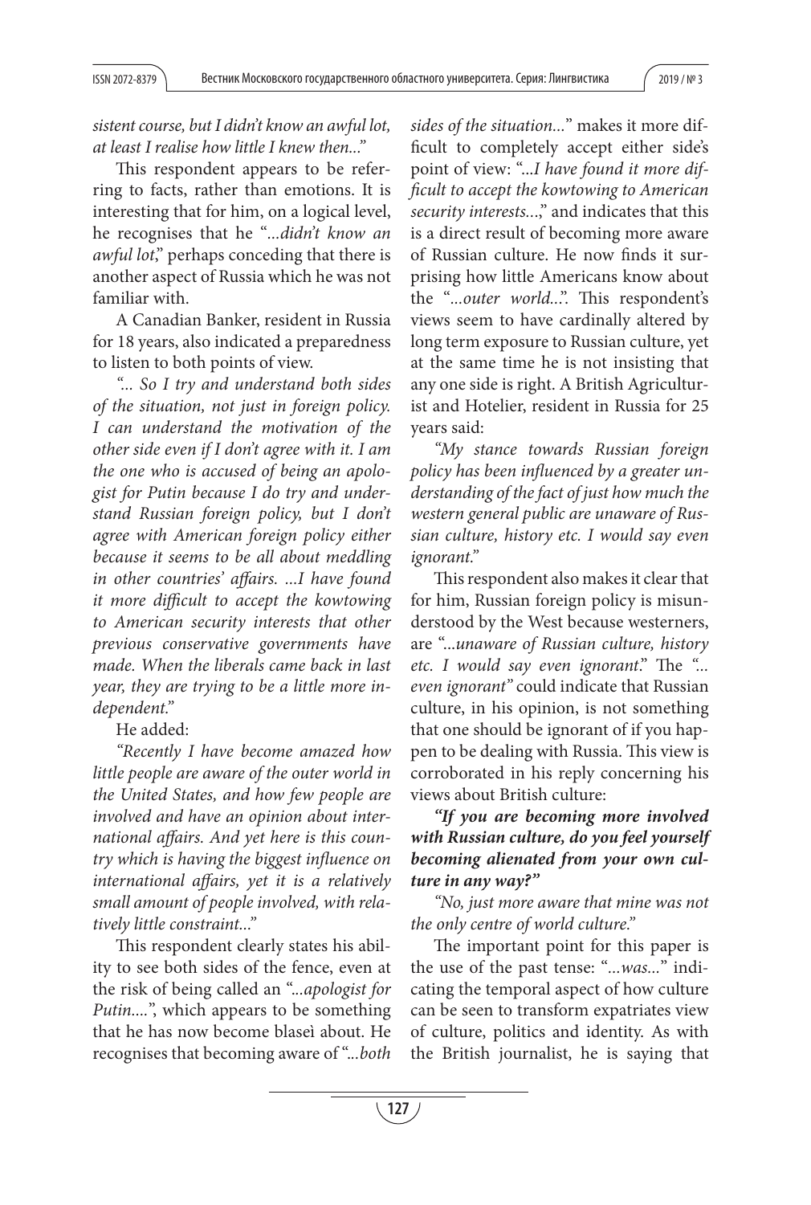*sistent course, but I didn't know an awful lot, at least I realise how little I knew then...*"

This respondent appears to be referring to facts, rather than emotions. It is interesting that for him, on a logical level, he recognises that he "*...didn't know an awful lot*," perhaps conceding that there is another aspect of Russia which he was not familiar with.

A Canadian Banker, resident in Russia for 18 years, also indicated a preparedness to listen to both points of view.

*"... So I try and understand both sides of the situation, not just in foreign policy. I can understand the motivation of the other side even if I don't agree with it. I am the one who is accused of being an apologist for Putin because I do try and understand Russian foreign policy, but I don't agree with American foreign policy either because it seems to be all about meddling in other countries' affairs. ...I have found it more difficult to accept the kowtowing to American security interests that other previous conservative governments have made. When the liberals came back in last year, they are trying to be a little more independent."*

He added:

*"Recently I have become amazed how little people are aware of the outer world in the United States, and how few people are involved and have an opinion about international affairs. And yet here is this country which is having the biggest influence on international affairs, yet it is a relatively small amount of people involved, with relatively little constraint..."*

This respondent clearly states his ability to see both sides of the fence, even at the risk of being called an "*...apologist for Putin....*", which appears to be something that he has now become blaseì about. He recognises that becoming aware of "*...both sides of the situation...*" makes it more difficult to completely accept either side's point of view: "*...I have found it more difficult to accept the kowtowing to American security interests...*," and indicates that this is a direct result of becoming more aware of Russian culture. He now finds it surprising how little Americans know about the "*...outer world...*". This respondent's views seem to have cardinally altered by long term exposure to Russian culture, yet at the same time he is not insisting that any one side is right. A British Agriculturist and Hotelier, resident in Russia for 25 years said:

*"My stance towards Russian foreign policy has been influenced by a greater understanding of the fact of just how much the western general public are unaware of Russian culture, history etc. I would say even ignorant."*

This respondent also makes it clear that for him, Russian foreign policy is misunderstood by the West because westerners, are "*...unaware of Russian culture, history etc. I would say even ignorant*." The *"... even ignorant"* could indicate that Russian culture, in his opinion, is not something that one should be ignorant of if you happen to be dealing with Russia. This view is corroborated in his reply concerning his views about British culture:

***"If you are becoming more involved with Russian culture, do you feel yourself becoming alienated from your own culture in any way?"***

*"No, just more aware that mine was not the only centre of world culture."*

The important point for this paper is the use of the past tense: "*...was...*" indicating the temporal aspect of how culture can be seen to transform expatriates view of culture, politics and identity. As with the British journalist, he is saying that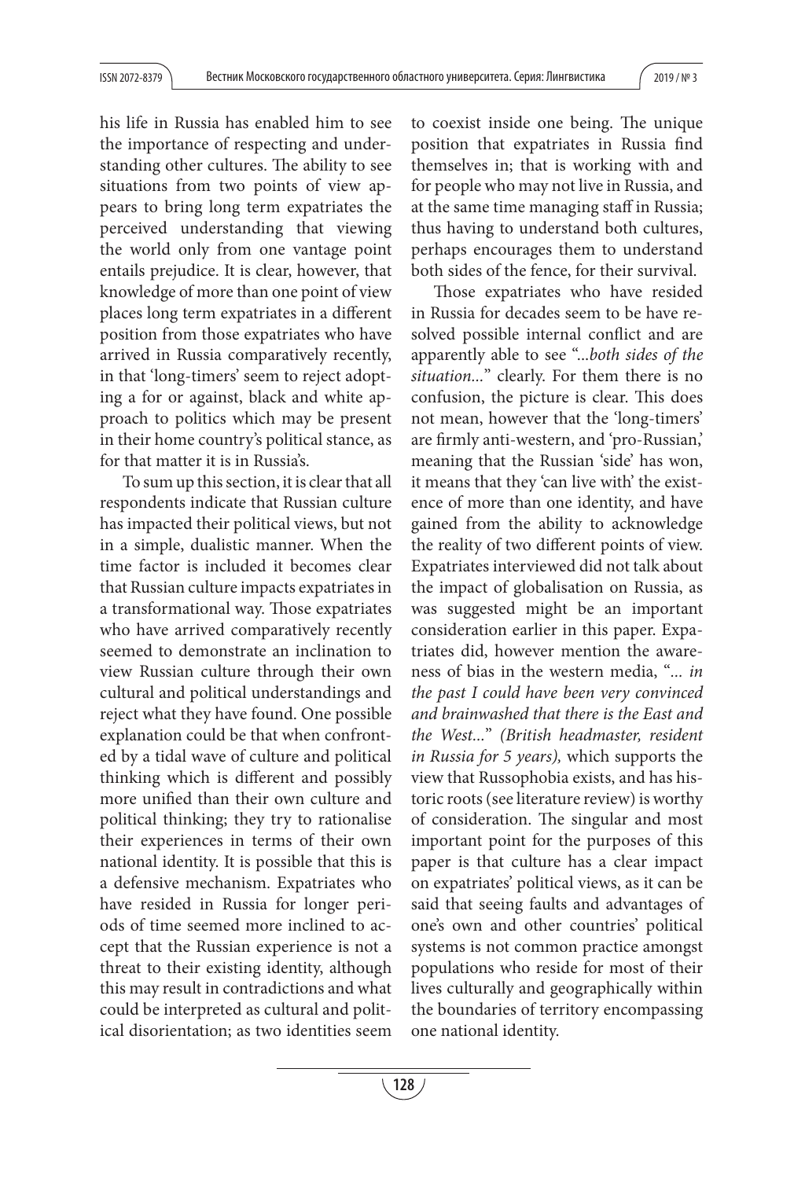his life in Russia has enabled him to see the importance of respecting and understanding other cultures. The ability to see situations from two points of view appears to bring long term expatriates the perceived understanding that viewing the world only from one vantage point entails prejudice. It is clear, however, that knowledge of more than one point of view places long term expatriates in a different position from those expatriates who have arrived in Russia comparatively recently, in that 'long-timers' seem to reject adopting a for or against, black and white approach to politics which may be present in their home country's political stance, as for that matter it is in Russia's.

To sum up this section, it is clear that all respondents indicate that Russian culture has impacted their political views, but not in a simple, dualistic manner. When the time factor is included it becomes clear that Russian culture impacts expatriates in a transformational way. Those expatriates who have arrived comparatively recently seemed to demonstrate an inclination to view Russian culture through their own cultural and political understandings and reject what they have found. One possible explanation could be that when confronted by a tidal wave of culture and political thinking which is different and possibly more unified than their own culture and political thinking; they try to rationalise their experiences in terms of their own national identity. It is possible that this is a defensive mechanism. Expatriates who have resided in Russia for longer periods of time seemed more inclined to accept that the Russian experience is not a threat to their existing identity, although this may result in contradictions and what could be interpreted as cultural and political disorientation; as two identities seem to coexist inside one being. The unique position that expatriates in Russia find themselves in; that is working with and for people who may not live in Russia, and at the same time managing staff in Russia; thus having to understand both cultures, perhaps encourages them to understand both sides of the fence, for their survival.

Those expatriates who have resided in Russia for decades seem to be have resolved possible internal conflict and are apparently able to see "*...both sides of the situation...*" clearly. For them there is no confusion, the picture is clear. This does not mean, however that the 'long-timers' are firmly anti-western, and 'pro-Russian,' meaning that the Russian 'side' has won, it means that they 'can live with' the existence of more than one identity, and have gained from the ability to acknowledge the reality of two different points of view. Expatriates interviewed did not talk about the impact of globalisation on Russia, as was suggested might be an important consideration earlier in this paper. Expatriates did, however mention the awareness of bias in the western media, "*... in the past I could have been very convinced and brainwashed that there is the East and the West...*" *(British headmaster, resident in Russia for 5 years),* which supports the view that Russophobia exists, and has historic roots (see literature review) is worthy of consideration. The singular and most important point for the purposes of this paper is that culture has a clear impact on expatriates' political views, as it can be said that seeing faults and advantages of one's own and other countries' political systems is not common practice amongst populations who reside for most of their lives culturally and geographically within the boundaries of territory encompassing one national identity.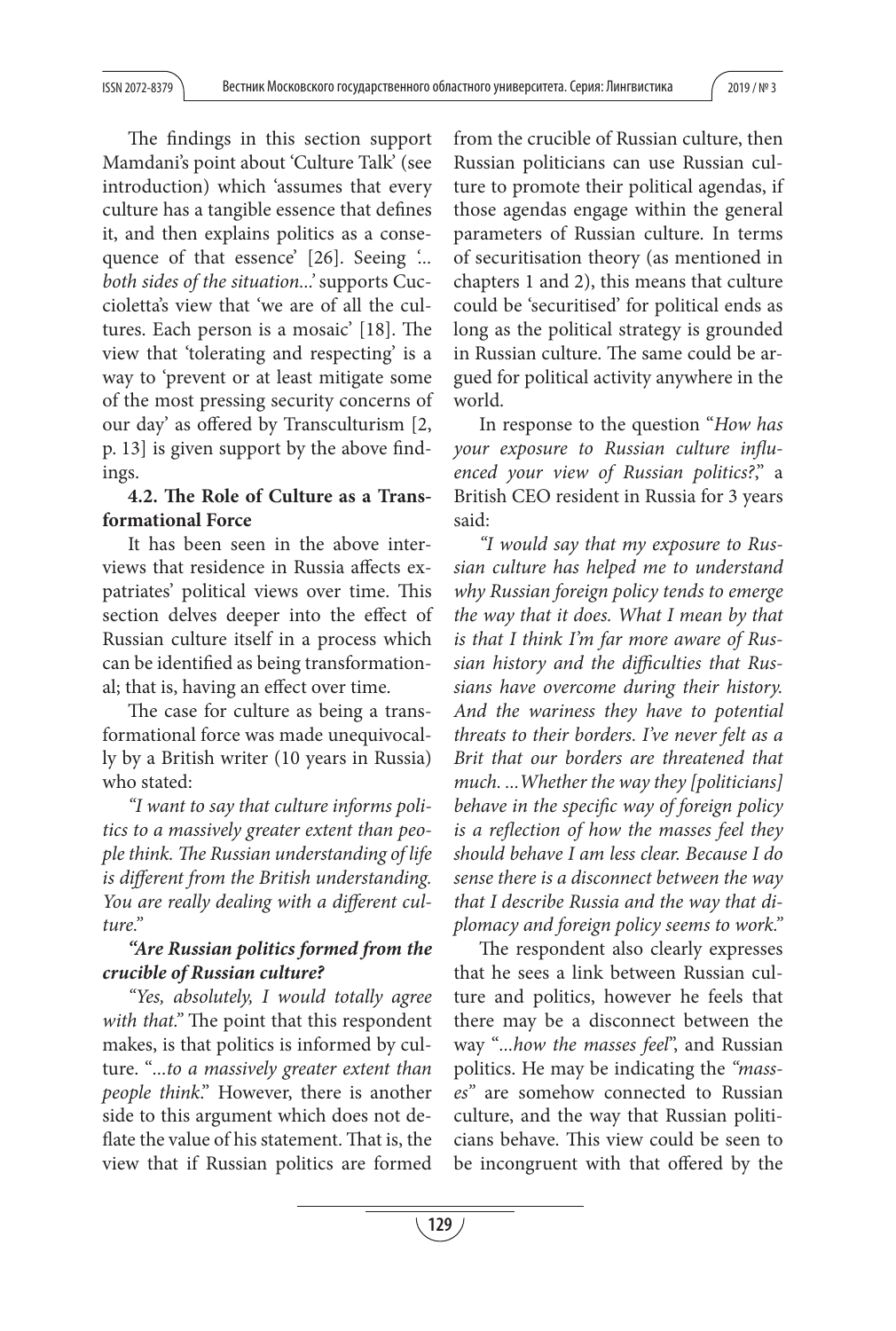The findings in this section support Mamdani's point about 'Culture Talk' (see introduction) which 'assumes that every culture has a tangible essence that defines it, and then explains politics as a consequence of that essence' [26]. Seeing '*...both sides of the situation...*' supports Cuccioletta's view that 'we are of all the cultures. Each person is a mosaic' [18]. The view that 'tolerating and respecting' is a way to 'prevent or at least mitigate some of the most pressing security concerns of our day' as offered by Transculturism [2, p. 13] is given support by the above findings.

**4.2. The Role of Culture as a Transformational Force**

It has been seen in the above interviews that residence in Russia affects expatriates' political views over time. This section delves deeper into the effect of Russian culture itself in a process which can be identified as being transformational; that is, having an effect over time.

The case for culture as being a transformational force was made unequivocally by a British writer (10 years in Russia) who stated:

*"I want to say that culture informs politics to a massively greater extent than people think. The Russian understanding of life is different from the British understanding. You are really dealing with a different culture."*

***"Are Russian politics formed from the crucible of Russian culture?***

*"Yes, absolutely, I would totally agree with that."* The point that this respondent makes, is that politics is informed by culture. "*...to a massively greater extent than people think*." However, there is another side to this argument which does not deflate the value of his statement. That is, the view that if Russian politics are formed from the crucible of Russian culture, then Russian politicians can use Russian culture to promote their political agendas, if those agendas engage within the general parameters of Russian culture. In terms of securitisation theory (as mentioned in chapters 1 and 2), this means that culture could be 'securitised' for political ends as long as the political strategy is grounded in Russian culture. The same could be argued for political activity anywhere in the world.

In response to the question "*How has your exposure to Russian culture influenced your view of Russian politics?*," a British CEO resident in Russia for 3 years said:

*"I would say that my exposure to Russian culture has helped me to understand why Russian foreign policy tends to emerge the way that it does. What I mean by that is that I think I'm far more aware of Russian history and the difficulties that Russians have overcome during their history. And the wariness they have to potential threats to their borders. I've never felt as a Brit that our borders are threatened that much. ...Whether the way they [politicians] behave in the specific way of foreign policy is a reflection of how the masses feel they should behave I am less clear. Because I do sense there is a disconnect between the way that I describe Russia and the way that diplomacy and foreign policy seems to work."*

The respondent also clearly expresses that he sees a link between Russian culture and politics, however he feels that there may be a disconnect between the way "*...how the masses feel*", and Russian politics. He may be indicating the *"masses"* are somehow connected to Russian culture, and the way that Russian politicians behave. This view could be seen to be incongruent with that offered by the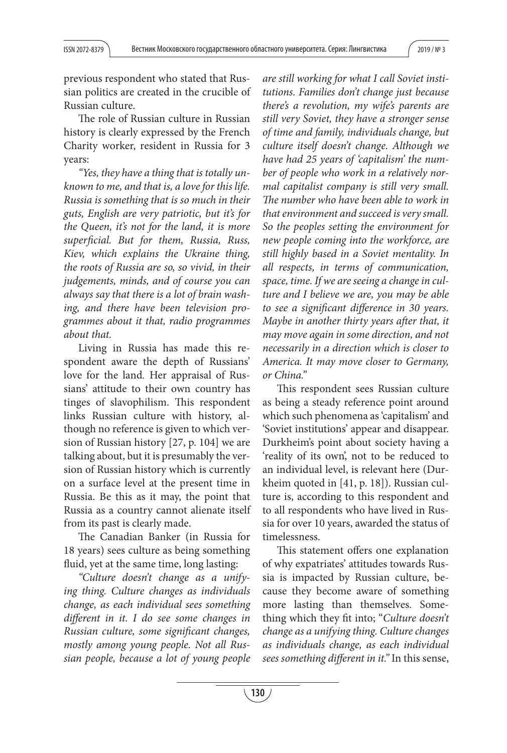previous respondent who stated that Russian politics are created in the crucible of Russian culture.

The role of Russian culture in Russian history is clearly expressed by the French Charity worker, resident in Russia for 3 years:

*"Yes, they have a thing that is totally unknown to me, and that is, a love for this life. Russia is something that is so much in their guts, English are very patriotic, but it's for the Queen, it's not for the land, it is more superficial. But for them, Russia, Russ, Kiev, which explains the Ukraine thing, the roots of Russia are so, so vivid, in their judgements, minds, and of course you can always say that there is a lot of brain washing, and there have been television programmes about it that, radio programmes about that.*

Living in Russia has made this respondent aware the depth of Russians' love for the land. Her appraisal of Russians' attitude to their own country has tinges of slavophilism. This respondent links Russian culture with history, although no reference is given to which version of Russian history [27, p. 104] we are talking about, but it is presumably the version of Russian history which is currently on a surface level at the present time in Russia. Be this as it may, the point that Russia as a country cannot alienate itself from its past is clearly made.

The Canadian Banker (in Russia for 18 years) sees culture as being something fluid, yet at the same time, long lasting:

*"Culture doesn't change as a unifying thing. Culture changes as individuals change, as each individual sees something different in it. I do see some changes in Russian culture, some significant changes, mostly among young people. Not all Russian people, because a lot of young people are still working for what I call Soviet institutions. Families don't change just because there's a revolution, my wife's parents are still very Soviet, they have a stronger sense of time and family, individuals change, but culture itself doesn't change. Although we have had 25 years of 'capitalism' the number of people who work in a relatively normal capitalist company is still very small. The number who have been able to work in that environment and succeed is very small. So the peoples setting the environment for new people coming into the workforce, are still highly based in a Soviet mentality. In all respects, in terms of communication, space, time. If we are seeing a change in culture and I believe we are, you may be able to see a significant difference in 30 years. Maybe in another thirty years after that, it may move again in some direction, and not necessarily in a direction which is closer to America. It may move closer to Germany, or China."*

This respondent sees Russian culture as being a steady reference point around which such phenomena as 'capitalism' and 'Soviet institutions' appear and disappear. Durkheim's point about society having a 'reality of its own', not to be reduced to an individual level, is relevant here (Durkheim quoted in [41, p. 18]). Russian culture is, according to this respondent and to all respondents who have lived in Russia for over 10 years, awarded the status of timelessness.

This statement offers one explanation of why expatriates' attitudes towards Russia is impacted by Russian culture, because they become aware of something more lasting than themselves. Something which they fit into; "*Culture doesn't change as a unifying thing. Culture changes as individuals change, as each individual sees something different in it.*" In this sense,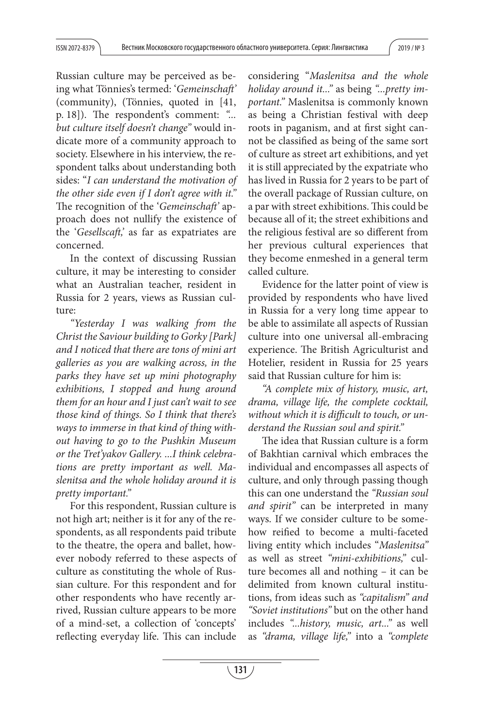Russian culture may be perceived as being what Tönnies's termed: '*Gemeinschaft'* (community), (Tönnies, quoted in [41, p. 18]). The respondent's comment: *"... but culture itself doesn't change"* would indicate more of a community approach to society. Elsewhere in his interview, the respondent talks about understanding both sides: "*I can understand the motivation of the other side even if I don't agree with it.*" The recognition of the '*Gemeinschaft'* approach does not nullify the existence of the '*Gesellscaft,*' as far as expatriates are concerned.

In the context of discussing Russian culture, it may be interesting to consider what an Australian teacher, resident in Russia for 2 years, views as Russian culture:

*"Yesterday I was walking from the Christ the Saviour building to Gorky [Park] and I noticed that there are tons of mini art galleries as you are walking across, in the parks they have set up mini photography exhibitions, I stopped and hung around them for an hour and I just can't wait to see those kind of things. So I think that there's ways to immerse in that kind of thing without having to go to the Pushkin Museum or the Tret'yakov Gallery. ...I think celebrations are pretty important as well. Maslenitsa and the whole holiday around it is pretty important.*"

For this respondent, Russian culture is not high art; neither is it for any of the respondents, as all respondents paid tribute to the theatre, the opera and ballet, however nobody referred to these aspects of culture as constituting the whole of Russian culture. For this respondent and for other respondents who have recently arrived, Russian culture appears to be more of a mind-set, a collection of 'concepts' reflecting everyday life. This can include considering "*Maslenitsa and the whole holiday around it...*" as being *"...pretty important.*" Maslenitsa is commonly known as being a Christian festival with deep roots in paganism, and at first sight cannot be classified as being of the same sort of culture as street art exhibitions, and yet it is still appreciated by the expatriate who has lived in Russia for 2 years to be part of the overall package of Russian culture, on a par with street exhibitions. This could be because all of it; the street exhibitions and the religious festival are so different from her previous cultural experiences that they become enmeshed in a general term called culture.

Evidence for the latter point of view is provided by respondents who have lived in Russia for a very long time appear to be able to assimilate all aspects of Russian culture into one universal all-embracing experience. The British Agriculturist and Hotelier, resident in Russia for 25 years said that Russian culture for him is:

*"A complete mix of history, music, art, drama, village life, the complete cocktail, without which it is difficult to touch, or understand the Russian soul and spirit.*"

The idea that Russian culture is a form of Bakhtian carnival which embraces the individual and encompasses all aspects of culture, and only through passing though this can one understand the *"Russian soul and spirit"* can be interpreted in many ways. If we consider culture to be somehow reified to become a multi-faceted living entity which includes "*Maslenitsa*" as well as street *"mini-exhibitions,"* culture becomes all and nothing – it can be delimited from known cultural institutions, from ideas such as *"capitalism" and "Soviet institutions"* but on the other hand includes *"...history, music, art..."* as well as *"drama, village life,"* into a *"complete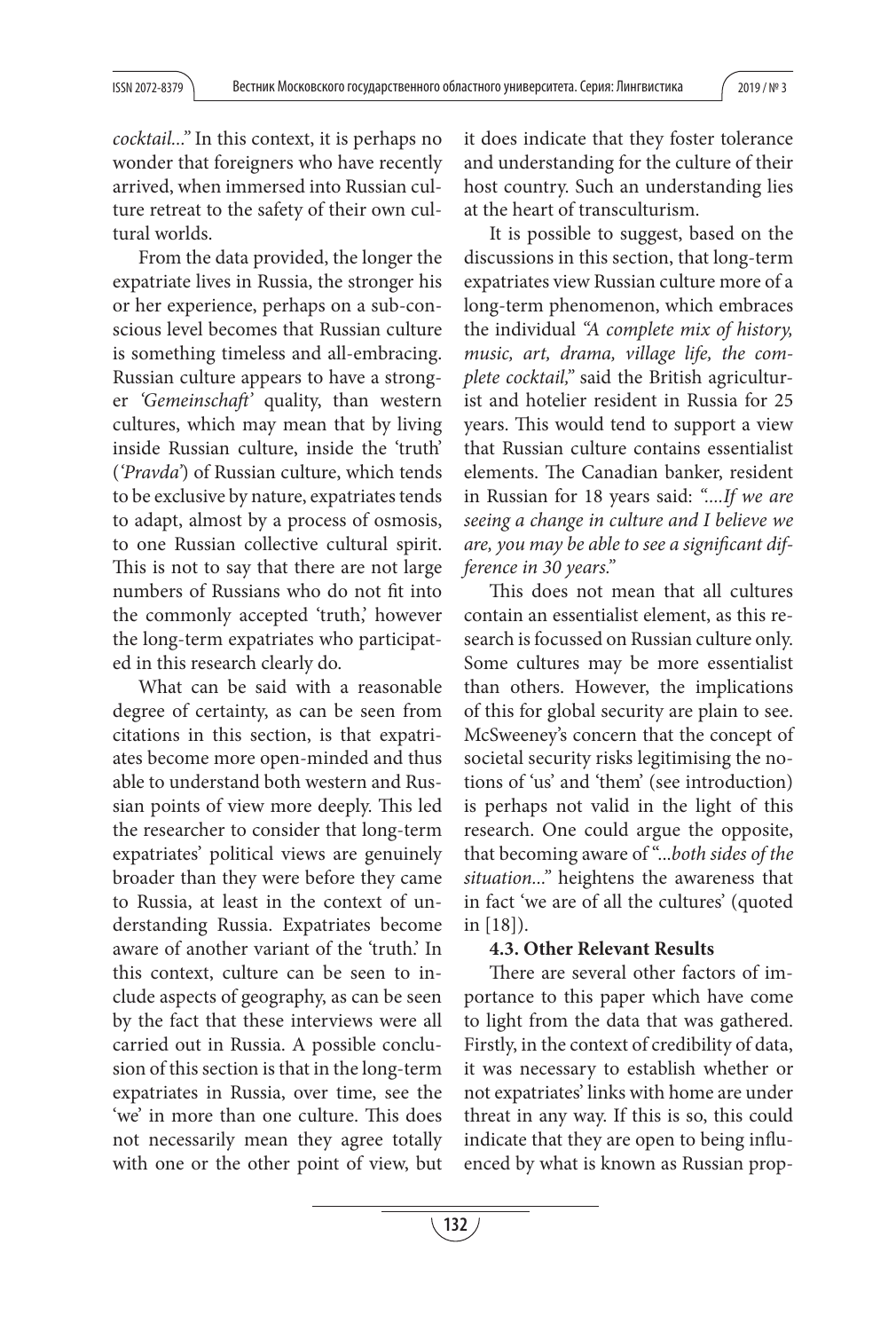*cocktail..."* In this context, it is perhaps no wonder that foreigners who have recently arrived, when immersed into Russian culture retreat to the safety of their own cultural worlds.

From the data provided, the longer the expatriate lives in Russia, the stronger his or her experience, perhaps on a sub-conscious level becomes that Russian culture is something timeless and all-embracing. Russian culture appears to have a stronger *'Gemeinschaft'* quality, than western cultures, which may mean that by living inside Russian culture, inside the 'truth' (*'Pravda'*) of Russian culture, which tends to be exclusive by nature, expatriates tends to adapt, almost by a process of osmosis, to one Russian collective cultural spirit. This is not to say that there are not large numbers of Russians who do not fit into the commonly accepted 'truth,' however the long-term expatriates who participated in this research clearly do.

What can be said with a reasonable degree of certainty, as can be seen from citations in this section, is that expatriates become more open-minded and thus able to understand both western and Russian points of view more deeply. This led the researcher to consider that long-term expatriates' political views are genuinely broader than they were before they came to Russia, at least in the context of understanding Russia. Expatriates become aware of another variant of the 'truth.' In this context, culture can be seen to include aspects of geography, as can be seen by the fact that these interviews were all carried out in Russia. A possible conclusion of this section is that in the long-term expatriates in Russia, over time, see the 'we' in more than one culture. This does not necessarily mean they agree totally with one or the other point of view, but it does indicate that they foster tolerance and understanding for the culture of their host country. Such an understanding lies at the heart of transculturism.

It is possible to suggest, based on the discussions in this section, that long-term expatriates view Russian culture more of a long-term phenomenon, which embraces the individual *"A complete mix of history, music, art, drama, village life, the complete cocktail,"* said the British agriculturist and hotelier resident in Russia for 25 years. This would tend to support a view that Russian culture contains essentialist elements. The Canadian banker, resident in Russian for 18 years said: *"....If we are seeing a change in culture and I believe we are, you may be able to see a significant difference in 30 years."*

This does not mean that all cultures contain an essentialist element, as this research is focussed on Russian culture only. Some cultures may be more essentialist than others. However, the implications of this for global security are plain to see. McSweeney's concern that the concept of societal security risks legitimising the notions of 'us' and 'them' (see introduction) is perhaps not valid in the light of this research. One could argue the opposite, that becoming aware of "...*both sides of the situation...*" heightens the awareness that in fact 'we are of all the cultures' (quoted in [18]).

**4.3. Other Relevant Results**

There are several other factors of importance to this paper which have come to light from the data that was gathered. Firstly, in the context of credibility of data, it was necessary to establish whether or not expatriates' links with home are under threat in any way. If this is so, this could indicate that they are open to being influenced by what is known as Russian prop-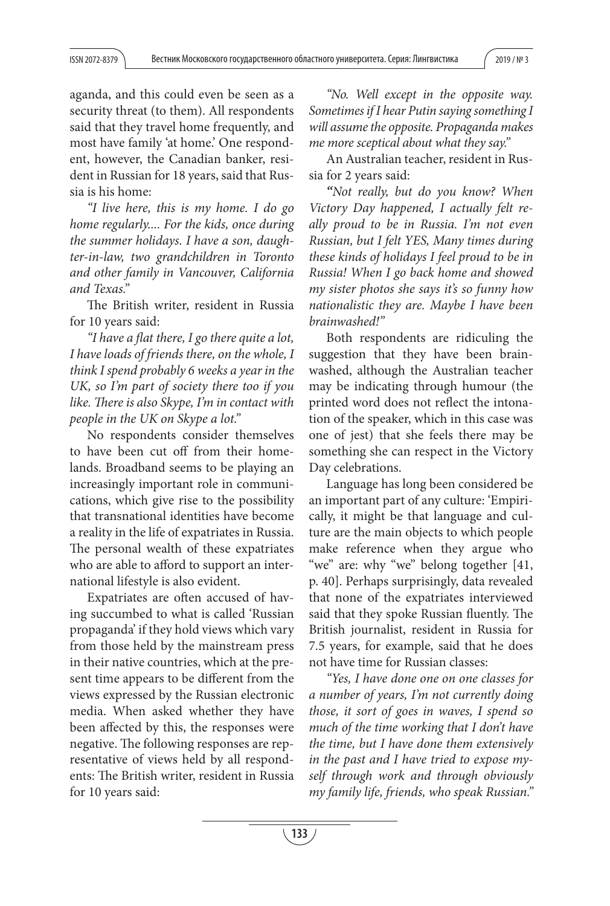aganda, and this could even be seen as a security threat (to them). All respondents said that they travel home frequently, and most have family 'at home.' One respondent, however, the Canadian banker, resident in Russian for 18 years, said that Russia is his home:

*"I live here, this is my home. I do go home regularly.... For the kids, once during the summer holidays. I have a son, daughter-in-law, two grandchildren in Toronto and other family in Vancouver, California and Texas."*

The British writer, resident in Russia for 10 years said:

*"I have a flat there, I go there quite a lot, I have loads of friends there, on the whole, I think I spend probably 6 weeks a year in the UK, so I'm part of society there too if you like. There is also Skype, I'm in contact with people in the UK on Skype a lot."*

No respondents consider themselves to have been cut off from their homelands. Broadband seems to be playing an increasingly important role in communications, which give rise to the possibility that transnational identities have become a reality in the life of expatriates in Russia. The personal wealth of these expatriates who are able to afford to support an international lifestyle is also evident.

Expatriates are often accused of having succumbed to what is called 'Russian propaganda' if they hold views which vary from those held by the mainstream press in their native countries, which at the present time appears to be different from the views expressed by the Russian electronic media. When asked whether they have been affected by this, the responses were negative. The following responses are representative of views held by all respondents: The British writer, resident in Russia for 10 years said:

*"No. Well except in the opposite way. Sometimes if I hear Putin saying something I will assume the opposite. Propaganda makes me more sceptical about what they say."*

An Australian teacher, resident in Russia for 2 years said:

*"Not really, but do you know? When Victory Day happened, I actually felt really proud to be in Russia. I'm not even Russian, but I felt YES, Many times during these kinds of holidays I feel proud to be in Russia! When I go back home and showed my sister photos she says it's so funny how nationalistic they are. Maybe I have been brainwashed!"*

Both respondents are ridiculing the suggestion that they have been brainwashed, although the Australian teacher may be indicating through humour (the printed word does not reflect the intonation of the speaker, which in this case was one of jest) that she feels there may be something she can respect in the Victory Day celebrations.

Language has long been considered be an important part of any culture: 'Empirically, it might be that language and culture are the main objects to which people make reference when they argue who "we" are: why "we" belong together [41, p. 40]. Perhaps surprisingly, data revealed that none of the expatriates interviewed said that they spoke Russian fluently. The British journalist, resident in Russia for 7.5 years, for example, said that he does not have time for Russian classes:

*"Yes, I have done one on one classes for a number of years, I'm not currently doing those, it sort of goes in waves, I spend so much of the time working that I don't have the time, but I have done them extensively in the past and I have tried to expose myself through work and through obviously my family life, friends, who speak Russian."*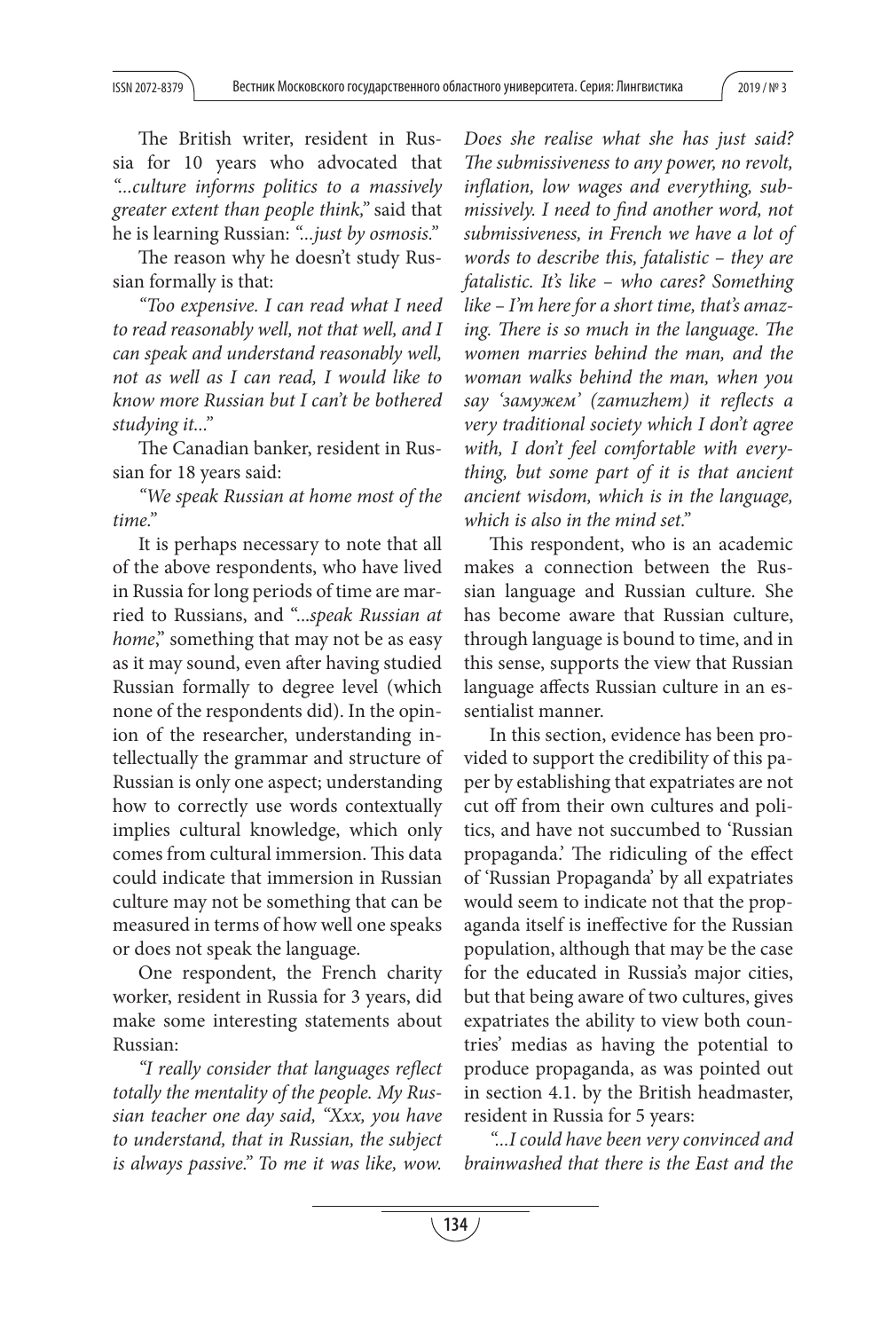The British writer, resident in Russia for 10 years who advocated that *"...culture informs politics to a massively greater extent than people think,"* said that he is learning Russian: *"...just by osmosis."*

The reason why he doesn't study Russian formally is that:

*"Too expensive. I can read what I need to read reasonably well, not that well, and I can speak and understand reasonably well, not as well as I can read, I would like to know more Russian but I can't be bothered studying it..."*

The Canadian banker, resident in Russian for 18 years said:

*"We speak Russian at home most of the time."*

It is perhaps necessary to note that all of the above respondents, who have lived in Russia for long periods of time are married to Russians, and "...*speak Russian at home*," something that may not be as easy as it may sound, even after having studied Russian formally to degree level (which none of the respondents did). In the opinion of the researcher, understanding intellectually the grammar and structure of Russian is only one aspect; understanding how to correctly use words contextually implies cultural knowledge, which only comes from cultural immersion. This data could indicate that immersion in Russian culture may not be something that can be measured in terms of how well one speaks or does not speak the language.

One respondent, the French charity worker, resident in Russia for 3 years, did make some interesting statements about Russian:

*"I really consider that languages reflect totally the mentality of the people. My Russian teacher one day said, "Xxx, you have to understand, that in Russian, the subject is always passive." To me it was like, wow. Does she realise what she has just said? The submissiveness to any power, no revolt, inflation, low wages and everything, submissively. I need to find another word, not submissiveness, in French we have a lot of words to describe this, fatalistic – they are fatalistic. It's like – who cares? Something like – I'm here for a short time, that's amazing. There is so much in the language. The women marries behind the man, and the woman walks behind the man, when you say 'замужем' (zamuzhem) it reflects a very traditional society which I don't agree with, I don't feel comfortable with everything, but some part of it is that ancient ancient wisdom, which is in the language, which is also in the mind set."*

This respondent, who is an academic makes a connection between the Russian language and Russian culture. She has become aware that Russian culture, through language is bound to time, and in this sense, supports the view that Russian language affects Russian culture in an essentialist manner.

In this section, evidence has been provided to support the credibility of this paper by establishing that expatriates are not cut off from their own cultures and politics, and have not succumbed to 'Russian propaganda.' The ridiculing of the effect of 'Russian Propaganda' by all expatriates would seem to indicate not that the propaganda itself is ineffective for the Russian population, although that may be the case for the educated in Russia's major cities, but that being aware of two cultures, gives expatriates the ability to view both countries' medias as having the potential to produce propaganda, as was pointed out in section 4.1. by the British headmaster, resident in Russia for 5 years:

*"...I could have been very convinced and brainwashed that there is the East and the*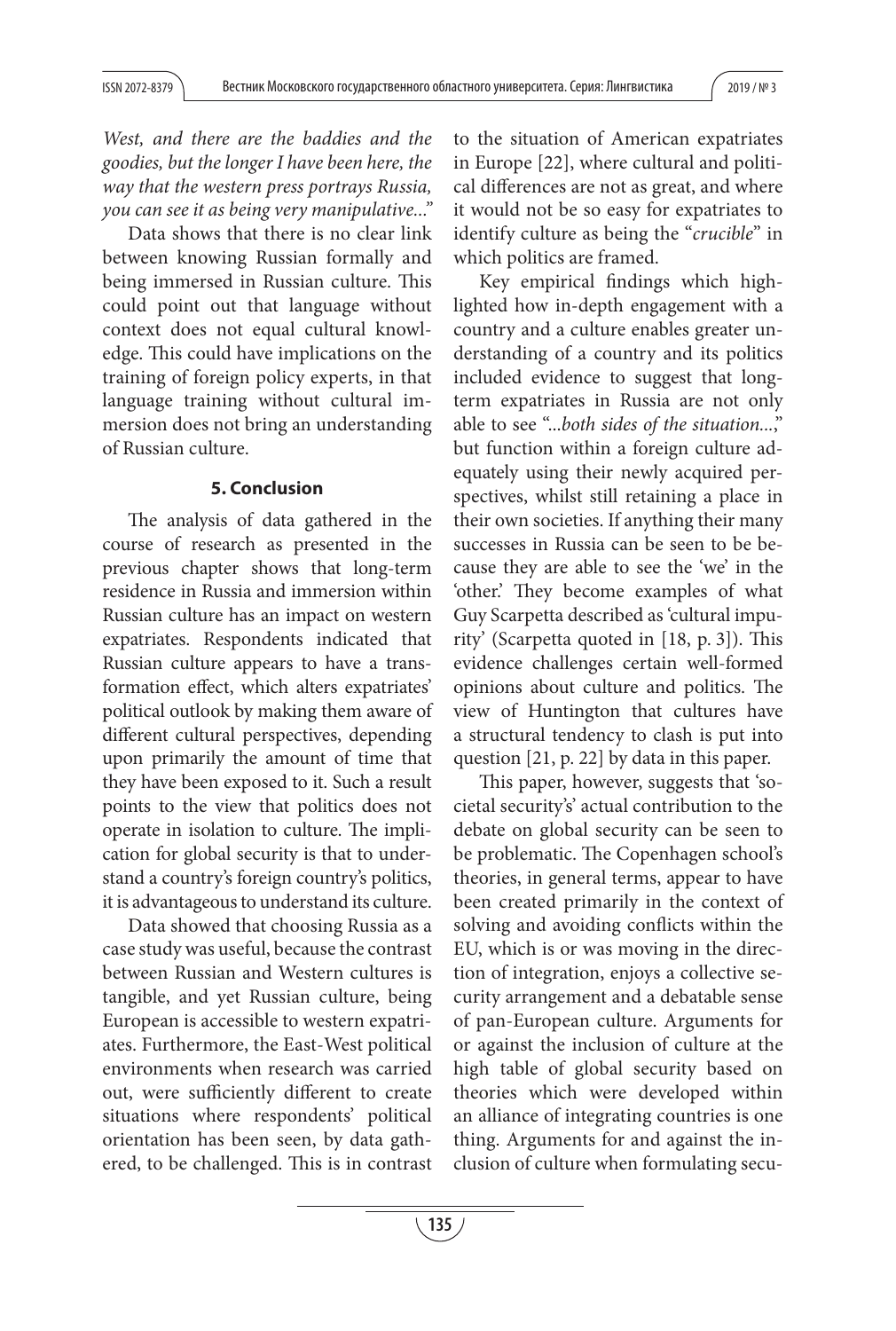*West, and there are the baddies and the goodies, but the longer I have been here, the way that the western press portrays Russia, you can see it as being very manipulative...*"

Data shows that there is no clear link between knowing Russian formally and being immersed in Russian culture. This could point out that language without context does not equal cultural knowledge. This could have implications on the training of foreign policy experts, in that language training without cultural immersion does not bring an understanding of Russian culture.

## 5. Conclusion

The analysis of data gathered in the course of research as presented in the previous chapter shows that long-term residence in Russia and immersion within Russian culture has an impact on western expatriates. Respondents indicated that Russian culture appears to have a transformation effect, which alters expatriates' political outlook by making them aware of different cultural perspectives, depending upon primarily the amount of time that they have been exposed to it. Such a result points to the view that politics does not operate in isolation to culture. The implication for global security is that to understand a country's foreign country's politics, it is advantageous to understand its culture.

Data showed that choosing Russia as a case study was useful, because the contrast between Russian and Western cultures is tangible, and yet Russian culture, being European is accessible to western expatriates. Furthermore, the East-West political environments when research was carried out, were sufficiently different to create situations where respondents' political orientation has been seen, by data gathered, to be challenged. This is in contrast to the situation of American expatriates in Europe [22], where cultural and political differences are not as great, and where it would not be so easy for expatriates to identify culture as being the "*crucible*" in which politics are framed.

Key empirical findings which highlighted how in-depth engagement with a country and a culture enables greater understanding of a country and its politics included evidence to suggest that long-term expatriates in Russia are not only able to see "*...both sides of the situation...*," but function within a foreign culture adequately using their newly acquired perspectives, whilst still retaining a place in their own societies. If anything their many successes in Russia can be seen to be because they are able to see the 'we' in the 'other.' They become examples of what Guy Scarpetta described as 'cultural impurity' (Scarpetta quoted in [18, p. 3]). This evidence challenges certain well-formed opinions about culture and politics. The view of Huntington that cultures have a structural tendency to clash is put into question [21, p. 22] by data in this paper.

This paper, however, suggests that 'societal security's' actual contribution to the debate on global security can be seen to be problematic. The Copenhagen school's theories, in general terms, appear to have been created primarily in the context of solving and avoiding conflicts within the EU, which is or was moving in the direction of integration, enjoys a collective security arrangement and a debatable sense of pan-European culture. Arguments for or against the inclusion of culture at the high table of global security based on theories which were developed within an alliance of integrating countries is one thing. Arguments for and against the inclusion of culture when formulating secu-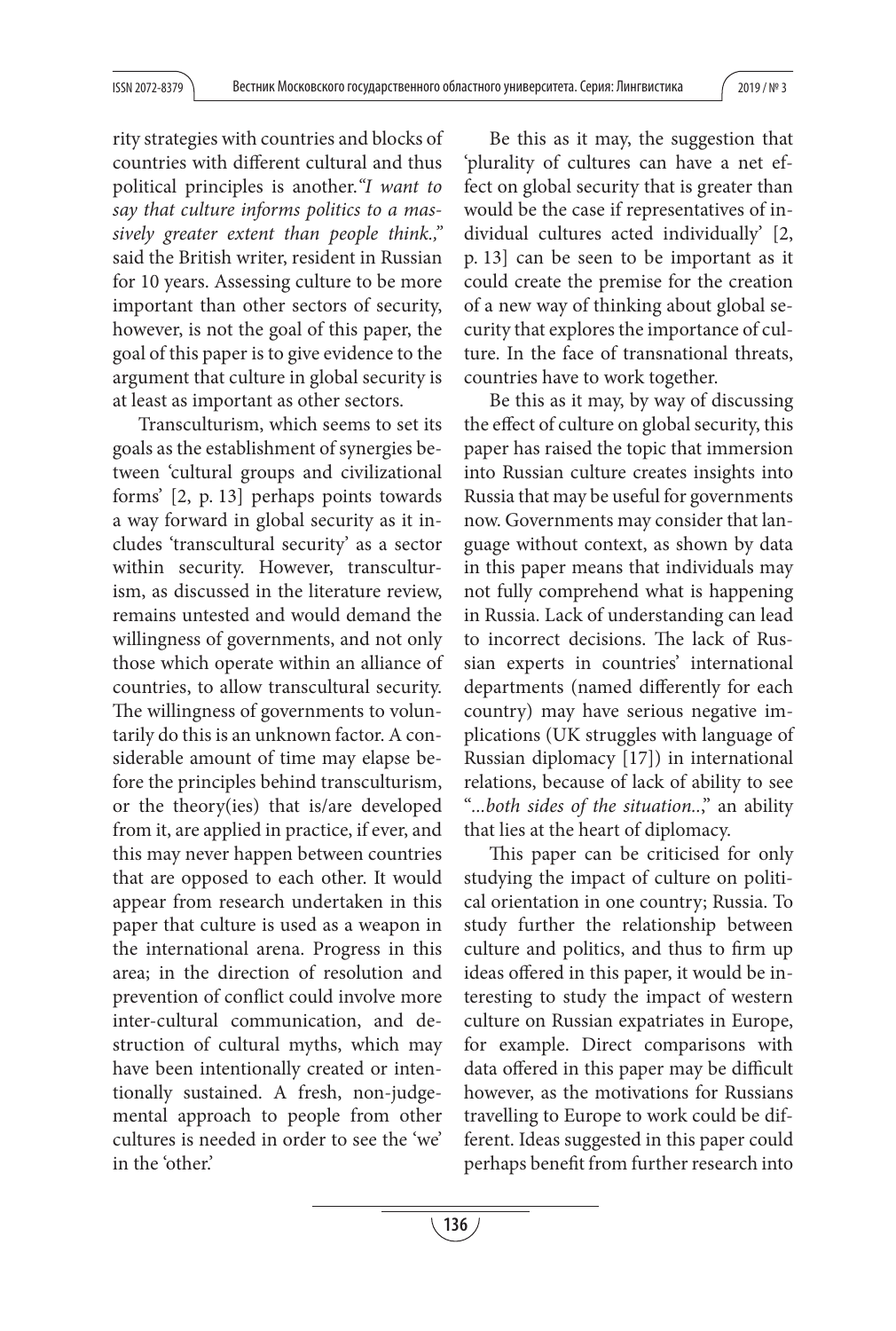rity strategies with countries and blocks of countries with different cultural and thus political principles is another. *"I want to say that culture informs politics to a massively greater extent than people think.,"* said the British writer, resident in Russian for 10 years. Assessing culture to be more important than other sectors of security, however, is not the goal of this paper, the goal of this paper is to give evidence to the argument that culture in global security is at least as important as other sectors.

Transculturism, which seems to set its goals as the establishment of synergies between 'cultural groups and civilizational forms' [2, p. 13] perhaps points towards a way forward in global security as it includes 'transcultural security' as a sector within security. However, transculturism, as discussed in the literature review, remains untested and would demand the willingness of governments, and not only those which operate within an alliance of countries, to allow transcultural security. The willingness of governments to voluntarily do this is an unknown factor. A considerable amount of time may elapse before the principles behind transculturism, or the theory(ies) that is/are developed from it, are applied in practice, if ever, and this may never happen between countries that are opposed to each other. It would appear from research undertaken in this paper that culture is used as a weapon in the international arena. Progress in this area; in the direction of resolution and prevention of conflict could involve more inter-cultural communication, and destruction of cultural myths, which may have been intentionally created or intentionally sustained. A fresh, non-judgemental approach to people from other cultures is needed in order to see the 'we' in the 'other.'

Be this as it may, the suggestion that 'plurality of cultures can have a net effect on global security that is greater than would be the case if representatives of individual cultures acted individually' [2, p. 13] can be seen to be important as it could create the premise for the creation of a new way of thinking about global security that explores the importance of culture. In the face of transnational threats, countries have to work together.

Be this as it may, by way of discussing the effect of culture on global security, this paper has raised the topic that immersion into Russian culture creates insights into Russia that may be useful for governments now. Governments may consider that language without context, as shown by data in this paper means that individuals may not fully comprehend what is happening in Russia. Lack of understanding can lead to incorrect decisions. The lack of Russian experts in countries' international departments (named differently for each country) may have serious negative implications (UK struggles with language of Russian diplomacy [17]) in international relations, because of lack of ability to see "*...both sides of the situation..*," an ability that lies at the heart of diplomacy.

This paper can be criticised for only studying the impact of culture on political orientation in one country; Russia. To study further the relationship between culture and politics, and thus to firm up ideas offered in this paper, it would be interesting to study the impact of western culture on Russian expatriates in Europe, for example. Direct comparisons with data offered in this paper may be difficult however, as the motivations for Russians travelling to Europe to work could be different. Ideas suggested in this paper could perhaps benefit from further research into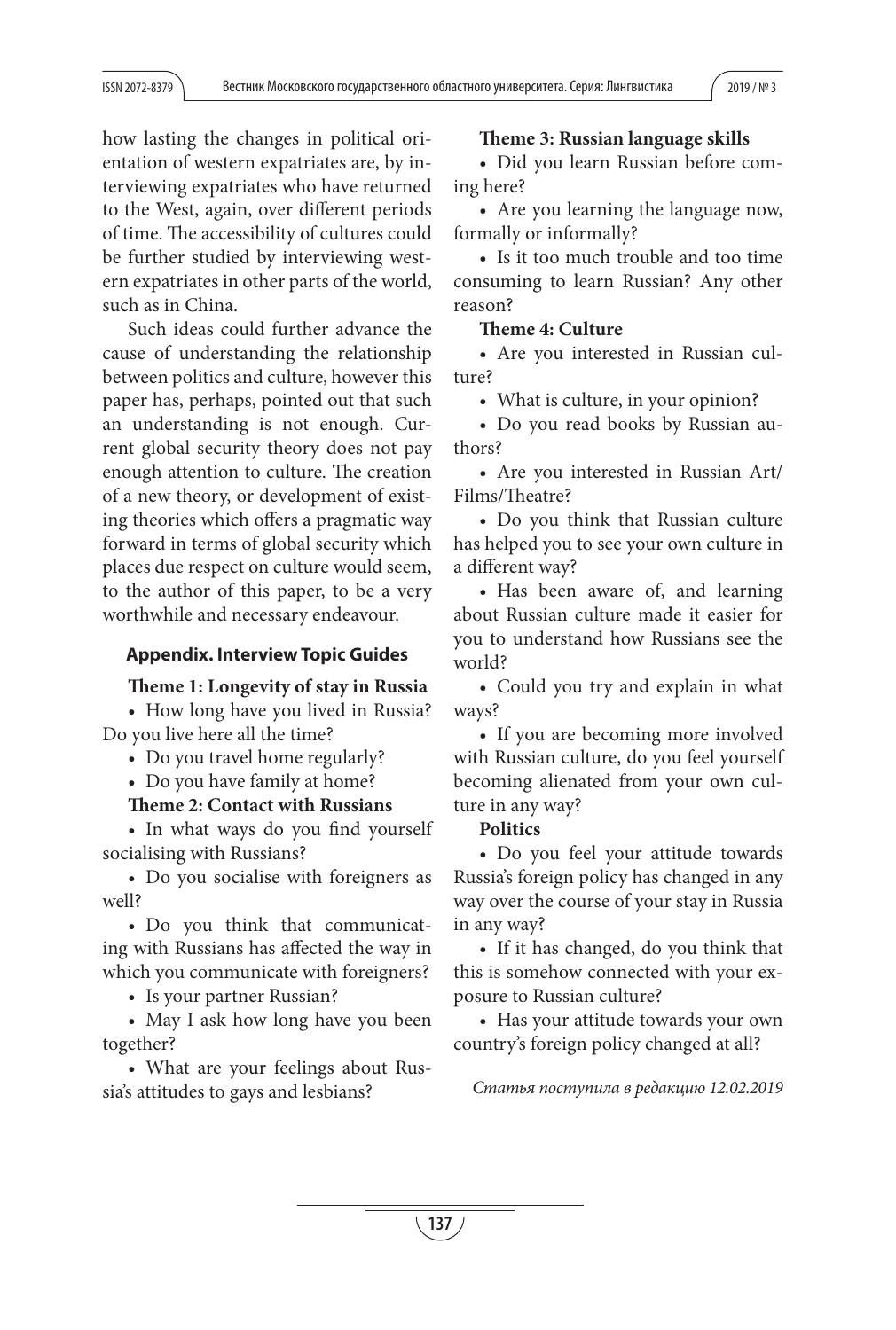how lasting the changes in political orientation of western expatriates are, by interviewing expatriates who have returned to the West, again, over different periods of time. The accessibility of cultures could be further studied by interviewing western expatriates in other parts of the world, such as in China.

Such ideas could further advance the cause of understanding the relationship between politics and culture, however this paper has, perhaps, pointed out that such an understanding is not enough. Current global security theory does not pay enough attention to culture. The creation of a new theory, or development of existing theories which offers a pragmatic way forward in terms of global security which places due respect on culture would seem, to the author of this paper, to be a very worthwhile and necessary endeavour.

## Appendix. Interview Topic Guides

**Theme 1: Longevity of stay in Russia**

- How long have you lived in Russia? Do you live here all the time?
- Do you travel home regularly?
- Do you have family at home?

**Theme 2: Contact with Russians**

- In what ways do you find yourself socialising with Russians?
- Do you socialise with foreigners as well?
- Do you think that communicating with Russians has affected the way in which you communicate with foreigners?
- Is your partner Russian?
- May I ask how long have you been together?
- What are your feelings about Russia's attitudes to gays and lesbians?

**Theme 3: Russian language skills**

- Did you learn Russian before coming here?
- Are you learning the language now, formally or informally?
- Is it too much trouble and too time consuming to learn Russian? Any other reason?

**Theme 4: Culture**

- Are you interested in Russian culture?
- What is culture, in your opinion?
- Do you read books by Russian authors?
- Are you interested in Russian Art/Films/Theatre?
- Do you think that Russian culture has helped you to see your own culture in a different way?
- Has been aware of, and learning about Russian culture made it easier for you to understand how Russians see the world?
- Could you try and explain in what ways?
- If you are becoming more involved with Russian culture, do you feel yourself becoming alienated from your own culture in any way?

**Politics**

- Do you feel your attitude towards Russia's foreign policy has changed in any way over the course of your stay in Russia in any way?
- If it has changed, do you think that this is somehow connected with your exposure to Russian culture?
- Has your attitude towards your own country's foreign policy changed at all?

*Статья поступила в редакцию 12.02.2019*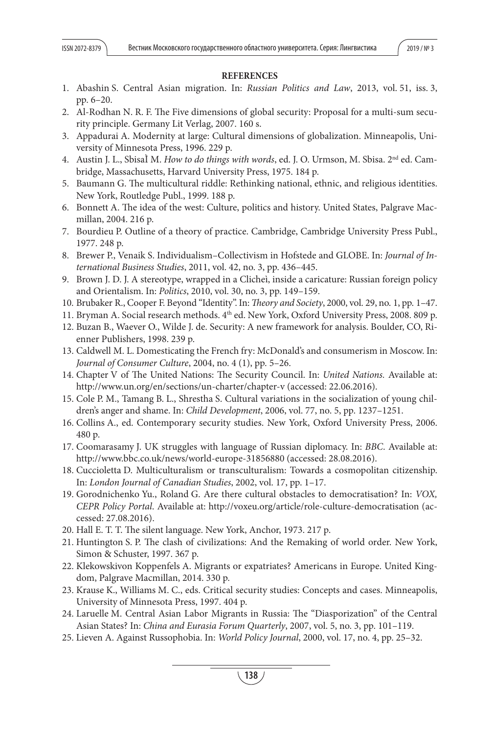**REFERENCES**

1. Abashin S. Central Asian migration. In: *Russian Politics and Law*, 2013, vol. 51, iss. 3, pp. 6–20.
2. Al-Rodhan N. R. F. The Five dimensions of global security: Proposal for a multi-sum security principle. Germany Lit Verlag, 2007. 160 s.
3. Appadurai A. Modernity at large: Cultural dimensions of globalization. Minneapolis, University of Minnesota Press, 1996. 229 p.
4. Austin J. L., SbisaÌ M. *How to do things with words*, ed. J. O. Urmson, M. Sbisa. 2nd ed. Cambridge, Massachusetts, Harvard University Press, 1975. 184 p.
5. Baumann G. The multicultural riddle: Rethinking national, ethnic, and religious identities. New York, Routledge Publ., 1999. 188 p.
6. Bonnett A. The idea of the west: Culture, politics and history. United States, Palgrave Macmillan, 2004. 216 p.
7. Bourdieu P. Outline of a theory of practice. Cambridge, Cambridge University Press Publ., 1977. 248 p.
8. Brewer P., Venaik S. Individualism–Collectivism in Hofstede and GLOBE. In: *Journal of International Business Studies*, 2011, vol. 42, no. 3, pp. 436–445.
9. Brown J. D. J. A stereotype, wrapped in a Clicheì, inside a caricature: Russian foreign policy and Orientalism. In: *Politics*, 2010, vol. 30, no. 3, pp. 149–159.
10. Brubaker R., Cooper F. Beyond "Identity". In: *Theory and Society*, 2000, vol. 29, no. 1, pp. 1–47.
11. Bryman A. Social research methods. 4th ed. New York, Oxford University Press, 2008. 809 p.
12. Buzan B., Waever O., Wilde J. de. Security: A new framework for analysis. Boulder, CO, Rienner Publishers, 1998. 239 p.
13. Caldwell M. L. Domesticating the French fry: McDonald's and consumerism in Moscow. In: *Journal of Consumer Culture*, 2004, no. 4 (1), pp. 5–26.
14. Chapter V of The United Nations: The Security Council. In: *United Nations.* Available at: http://www.un.org/en/sections/un-charter/chapter-v (accessed: 22.06.2016).
15. Cole P. M., Tamang B. L., Shrestha S. Cultural variations in the socialization of young children's anger and shame. In: *Child Development*, 2006, vol. 77, no. 5, pp. 1237–1251.
16. Collins A., ed. Contemporary security studies. New York, Oxford University Press, 2006. 480 p.
17. Coomarasamy J. UK struggles with language of Russian diplomacy. In: *BBC*. Available at: http://www.bbc.co.uk/news/world-europe-31856880 (accessed: 28.08.2016).
18. Cuccioletta D. Multiculturalism or transculturalism: Towards a cosmopolitan citizenship. In: *London Journal of Canadian Studies*, 2002, vol. 17, pp. 1–17.
19. Gorodnichenko Yu., Roland G. Are there cultural obstacles to democratisation? In: *VOX, CEPR Policy Portal*. Available at: http://voxeu.org/article/role-culture-democratisation (accessed: 27.08.2016).
20. Hall E. T. T. The silent language. New York, Anchor, 1973. 217 p.
21. Huntington S. P. The clash of civilizations: And the Remaking of world order. New York, Simon & Schuster, 1997. 367 p.
22. Klekowskivon Koppenfels A. Migrants or expatriates? Americans in Europe. United Kingdom, Palgrave Macmillan, 2014. 330 p.
23. Krause K., Williams M. C., eds. Critical security studies: Concepts and cases. Minneapolis, University of Minnesota Press, 1997. 404 p.
24. Laruelle M. Central Asian Labor Migrants in Russia: The "Diasporization" of the Central Asian States? In: *China and Eurasia Forum Quarterly*, 2007, vol. 5, no. 3, pp. 101–119.
25. Lieven A. Against Russophobia. In: *World Policy Journal*, 2000, vol. 17, no. 4, pp. 25–32.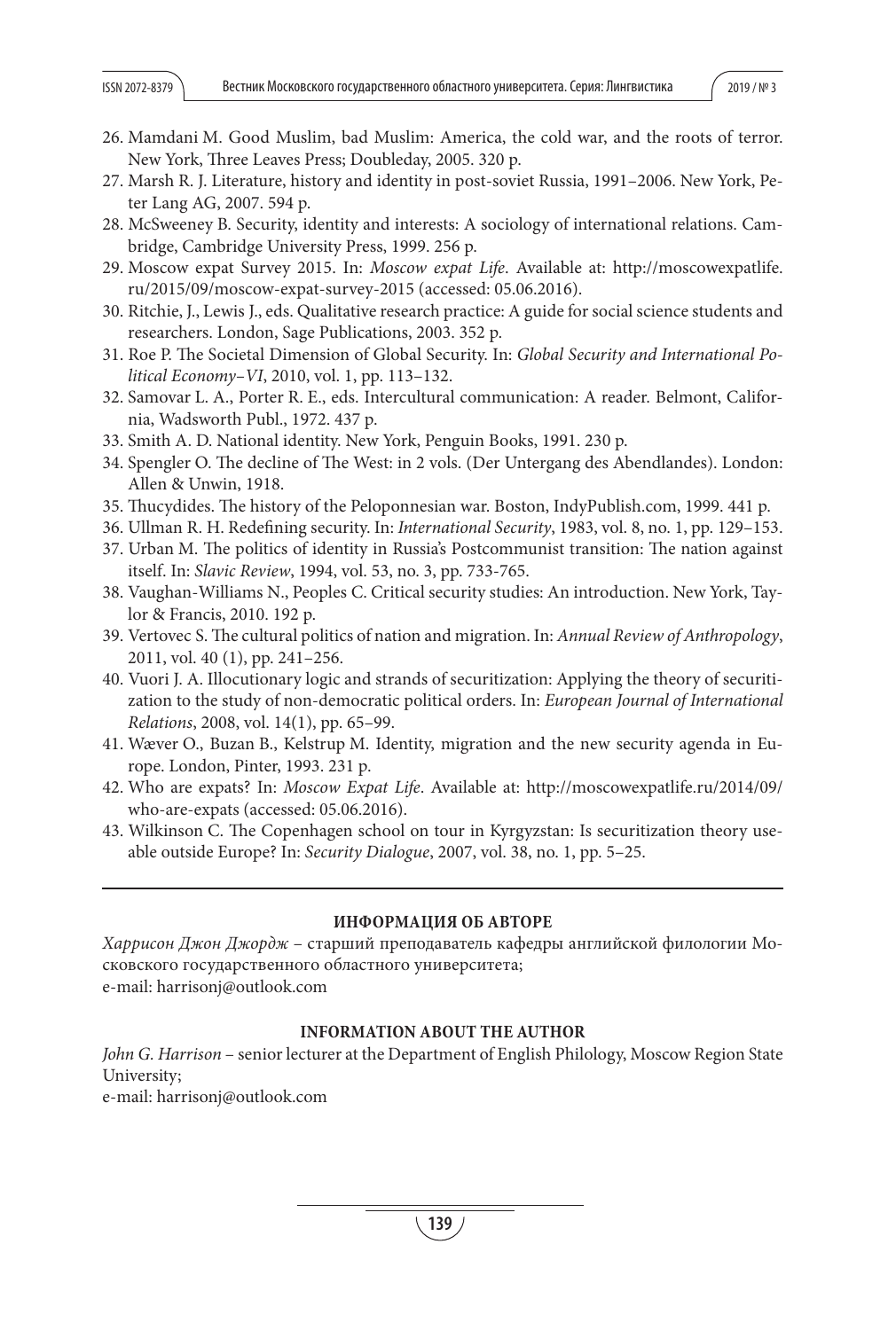26. Mamdani M. Good Muslim, bad Muslim: America, the cold war, and the roots of terror. New York, Three Leaves Press; Doubleday, 2005. 320 p.
27. Marsh R. J. Literature, history and identity in post-soviet Russia, 1991–2006. New York, Peter Lang AG, 2007. 594 p.
28. McSweeney B. Security, identity and interests: A sociology of international relations. Cambridge, Cambridge University Press, 1999. 256 p.
29. Moscow expat Survey 2015. In: *Moscow expat Life*. Available at: http://moscowexpatlife.ru/2015/09/moscow-expat-survey-2015 (accessed: 05.06.2016).
30. Ritchie, J., Lewis J., eds. Qualitative research practice: A guide for social science students and researchers. London, Sage Publications, 2003. 352 p.
31. Roe P. The Societal Dimension of Global Security. In: *Global Security and International Political Economy–VI*, 2010, vol. 1, pp. 113–132.
32. Samovar L. A., Porter R. E., eds. Intercultural communication: A reader. Belmont, California, Wadsworth Publ., 1972. 437 p.
33. Smith A. D. National identity. New York, Penguin Books, 1991. 230 p.
34. Spengler O. The decline of The West: in 2 vols. (Der Untergang des Abendlandes). London: Allen & Unwin, 1918.
35. Thucydides. The history of the Peloponnesian war. Boston, IndyPublish.com, 1999. 441 p.
36. Ullman R. H. Redefining security. In: *International Security*, 1983, vol. 8, no. 1, pp. 129–153.
37. Urban M. The politics of identity in Russia's Postcommunist transition: The nation against itself. In: *Slavic Review*, 1994, vol. 53, no. 3, pp. 733-765.
38. Vaughan-Williams N., Peoples C. Critical security studies: An introduction. New York, Taylor & Francis, 2010. 192 p.
39. Vertovec S. The cultural politics of nation and migration. In: *Annual Review of Anthropology*, 2011, vol. 40 (1), pp. 241–256.
40. Vuori J. A. Illocutionary logic and strands of securitization: Applying the theory of securitization to the study of non-democratic political orders. In: *European Journal of International Relations*, 2008, vol. 14(1), pp. 65–99.
41. Wæver O., Buzan B., Kelstrup M. Identity, migration and the new security agenda in Europe. London, Pinter, 1993. 231 p.
42. Who are expats? In: *Moscow Expat Life*. Available at: http://moscowexpatlife.ru/2014/09/who-are-expats (accessed: 05.06.2016).
43. Wilkinson C. The Copenhagen school on tour in Kyrgyzstan: Is securitization theory useable outside Europe? In: *Security Dialogue*, 2007, vol. 38, no. 1, pp. 5–25.

---

**ИНФОРМАЦИЯ ОБ АВТОРЕ**

*Харрисон Джон Джордж* – старший преподаватель кафедры английской филологии Московского государственного областного университета;
e-mail: harrisonj@outlook.com

**INFORMATION ABOUT THE AUTHOR**

*John G. Harrison* – senior lecturer at the Department of English Philology, Moscow Region State University;
e-mail: harrisonj@outlook.com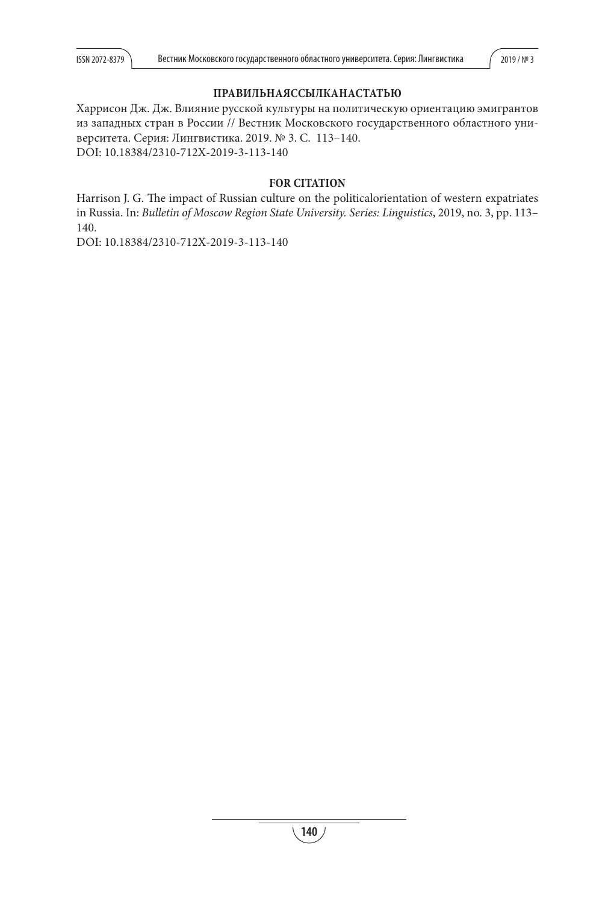**ПРАВИЛЬНАЯССЫЛКАНАСТАТЬЮ**

Харрисон Дж. Дж. Влияние русской культуры на политическую ориентацию эмигрантов из западных стран в России // Вестник Московского государственного областного университета. Серия: Лингвистика. 2019. № 3. С. 113–140.
DOI: 10.18384/2310-712X-2019-3-113-140

**FOR CITATION**

Harrison J. G. The impact of Russian culture on the politicalorientation of western expatriates in Russia. In: *Bulletin of Moscow Region State University. Series: Linguistics*, 2019, no. 3, pp. 113–140.
DOI: 10.18384/2310-712X-2019-3-113-140